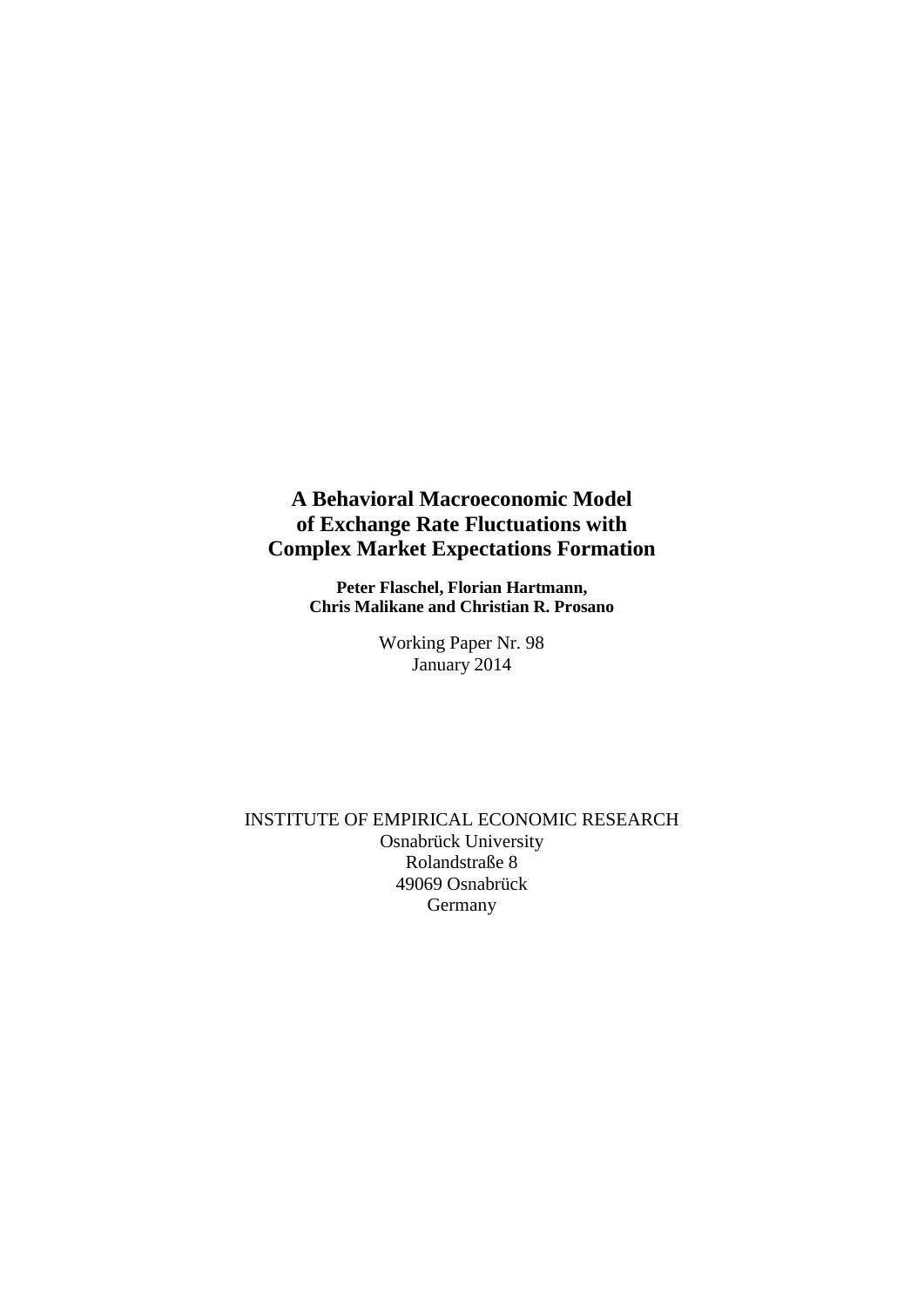# A Behavioral Macroeconomic Model of Exchange Rate Fluctuations with Complex Market Expectations Formation

**Peter Flaschel, Florian Hartmann, Chris Malikane and Christian R. Prosano**

Working Paper Nr. 98
January 2014

INSTITUTE OF EMPIRICAL ECONOMIC RESEARCH
Osnabrück University
Rolandstraße 8
49069 Osnabrück
Germany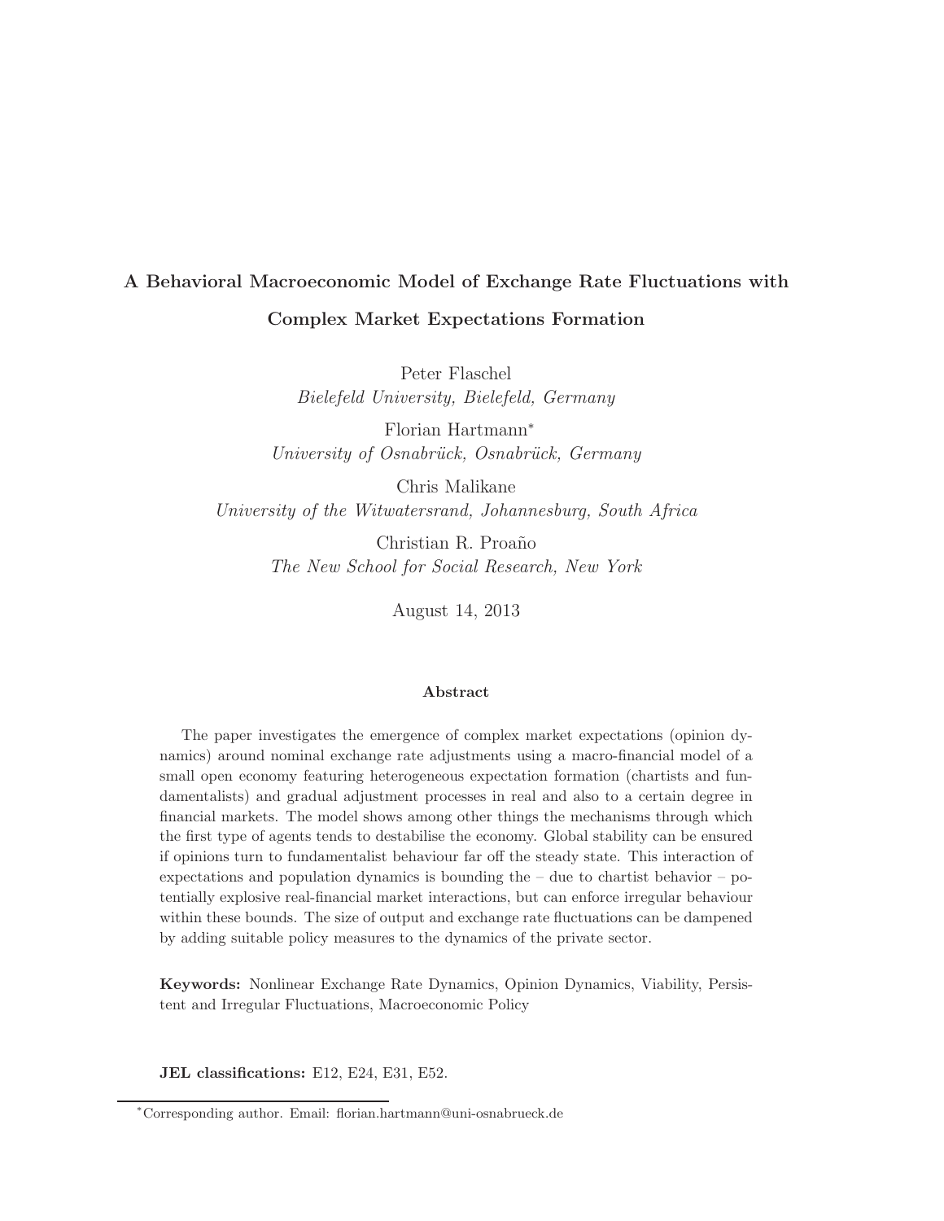# A Behavioral Macroeconomic Model of Exchange Rate Fluctuations with Complex Market Expectations Formation

Peter Flaschel
*Bielefeld University, Bielefeld, Germany*

Florian Hartmann*
*University of Osnabrück, Osnabrück, Germany*

Chris Malikane
*University of the Witwatersrand, Johannesburg, South Africa*

Christian R. Proaño
*The New School for Social Research, New York*

August 14, 2013

## Abstract

The paper investigates the emergence of complex market expectations (opinion dynamics) around nominal exchange rate adjustments using a macro-financial model of a small open economy featuring heterogeneous expectation formation (chartists and fundamentalists) and gradual adjustment processes in real and also to a certain degree in financial markets. The model shows among other things the mechanisms through which the first type of agents tends to destabilise the economy. Global stability can be ensured if opinions turn to fundamentalist behaviour far off the steady state. This interaction of expectations and population dynamics is bounding the – due to chartist behavior – potentially explosive real-financial market interactions, but can enforce irregular behaviour within these bounds. The size of output and exchange rate fluctuations can be dampened by adding suitable policy measures to the dynamics of the private sector.

**Keywords:** Nonlinear Exchange Rate Dynamics, Opinion Dynamics, Viability, Persistent and Irregular Fluctuations, Macroeconomic Policy

**JEL classifications:** E12, E24, E31, E52.

*Corresponding author. Email: florian.hartmann@uni-osnabrueck.de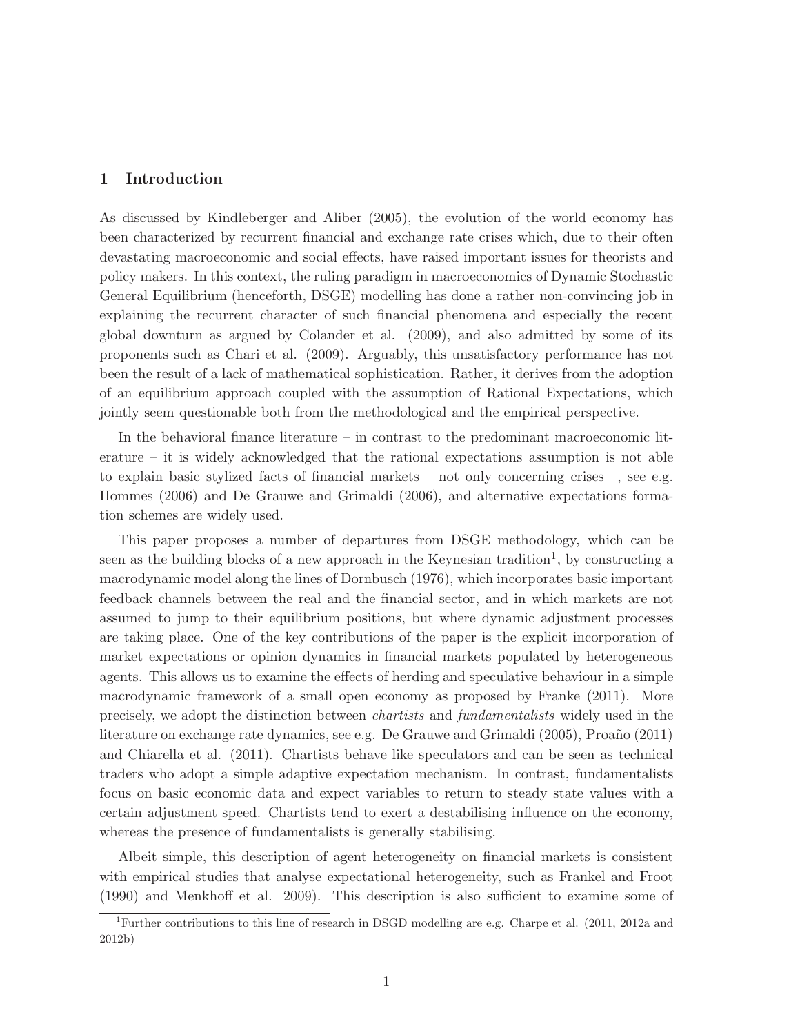## 1 Introduction

As discussed by Kindleberger and Aliber (2005), the evolution of the world economy has been characterized by recurrent financial and exchange rate crises which, due to their often devastating macroeconomic and social effects, have raised important issues for theorists and policy makers. In this context, the ruling paradigm in macroeconomics of Dynamic Stochastic General Equilibrium (henceforth, DSGE) modelling has done a rather non-convincing job in explaining the recurrent character of such financial phenomena and especially the recent global downturn as argued by Colander et al. (2009), and also admitted by some of its proponents such as Chari et al. (2009). Arguably, this unsatisfactory performance has not been the result of a lack of mathematical sophistication. Rather, it derives from the adoption of an equilibrium approach coupled with the assumption of Rational Expectations, which jointly seem questionable both from the methodological and the empirical perspective.

In the behavioral finance literature – in contrast to the predominant macroeconomic literature – it is widely acknowledged that the rational expectations assumption is not able to explain basic stylized facts of financial markets – not only concerning crises –, see e.g. Hommes (2006) and De Grauwe and Grimaldi (2006), and alternative expectations formation schemes are widely used.

This paper proposes a number of departures from DSGE methodology, which can be seen as the building blocks of a new approach in the Keynesian tradition[1], by constructing a macrodynamic model along the lines of Dornbusch (1976), which incorporates basic important feedback channels between the real and the financial sector, and in which markets are not assumed to jump to their equilibrium positions, but where dynamic adjustment processes are taking place. One of the key contributions of the paper is the explicit incorporation of market expectations or opinion dynamics in financial markets populated by heterogeneous agents. This allows us to examine the effects of herding and speculative behaviour in a simple macrodynamic framework of a small open economy as proposed by Franke (2011). More precisely, we adopt the distinction between *chartists* and *fundamentalists* widely used in the literature on exchange rate dynamics, see e.g. De Grauwe and Grimaldi (2005), Proaño (2011) and Chiarella et al. (2011). Chartists behave like speculators and can be seen as technical traders who adopt a simple adaptive expectation mechanism. In contrast, fundamentalists focus on basic economic data and expect variables to return to steady state values with a certain adjustment speed. Chartists tend to exert a destabilising influence on the economy, whereas the presence of fundamentalists is generally stabilising.

Albeit simple, this description of agent heterogeneity on financial markets is consistent with empirical studies that analyse expectational heterogeneity, such as Frankel and Froot (1990) and Menkhoff et al. 2009). This description is also sufficient to examine some of

[1] Further contributions to this line of research in DSGD modelling are e.g. Charpe et al. (2011, 2012a and 2012b)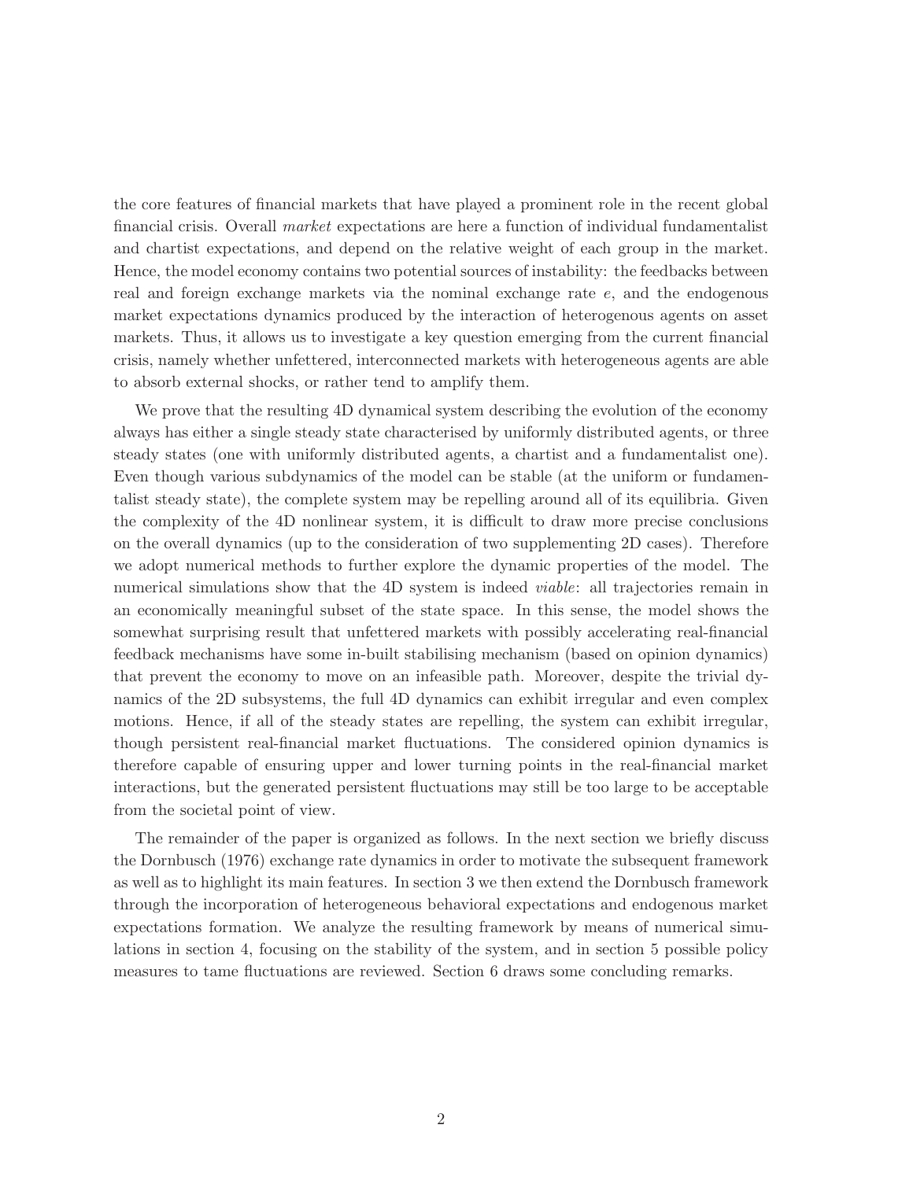the core features of financial markets that have played a prominent role in the recent global financial crisis. Overall *market* expectations are here a function of individual fundamentalist and chartist expectations, and depend on the relative weight of each group in the market. Hence, the model economy contains two potential sources of instability: the feedbacks between real and foreign exchange markets via the nominal exchange rate $e$, and the endogenous market expectations dynamics produced by the interaction of heterogenous agents on asset markets. Thus, it allows us to investigate a key question emerging from the current financial crisis, namely whether unfettered, interconnected markets with heterogeneous agents are able to absorb external shocks, or rather tend to amplify them.

We prove that the resulting 4D dynamical system describing the evolution of the economy always has either a single steady state characterised by uniformly distributed agents, or three steady states (one with uniformly distributed agents, a chartist and a fundamentalist one). Even though various subdynamics of the model can be stable (at the uniform or fundamentalist steady state), the complete system may be repelling around all of its equilibria. Given the complexity of the 4D nonlinear system, it is difficult to draw more precise conclusions on the overall dynamics (up to the consideration of two supplementing 2D cases). Therefore we adopt numerical methods to further explore the dynamic properties of the model. The numerical simulations show that the 4D system is indeed *viable*: all trajectories remain in an economically meaningful subset of the state space. In this sense, the model shows the somewhat surprising result that unfettered markets with possibly accelerating real-financial feedback mechanisms have some in-built stabilising mechanism (based on opinion dynamics) that prevent the economy to move on an infeasible path. Moreover, despite the trivial dynamics of the 2D subsystems, the full 4D dynamics can exhibit irregular and even complex motions. Hence, if all of the steady states are repelling, the system can exhibit irregular, though persistent real-financial market fluctuations. The considered opinion dynamics is therefore capable of ensuring upper and lower turning points in the real-financial market interactions, but the generated persistent fluctuations may still be too large to be acceptable from the societal point of view.

The remainder of the paper is organized as follows. In the next section we briefly discuss the Dornbusch (1976) exchange rate dynamics in order to motivate the subsequent framework as well as to highlight its main features. In section 3 we then extend the Dornbusch framework through the incorporation of heterogeneous behavioral expectations and endogenous market expectations formation. We analyze the resulting framework by means of numerical simulations in section 4, focusing on the stability of the system, and in section 5 possible policy measures to tame fluctuations are reviewed. Section 6 draws some concluding remarks.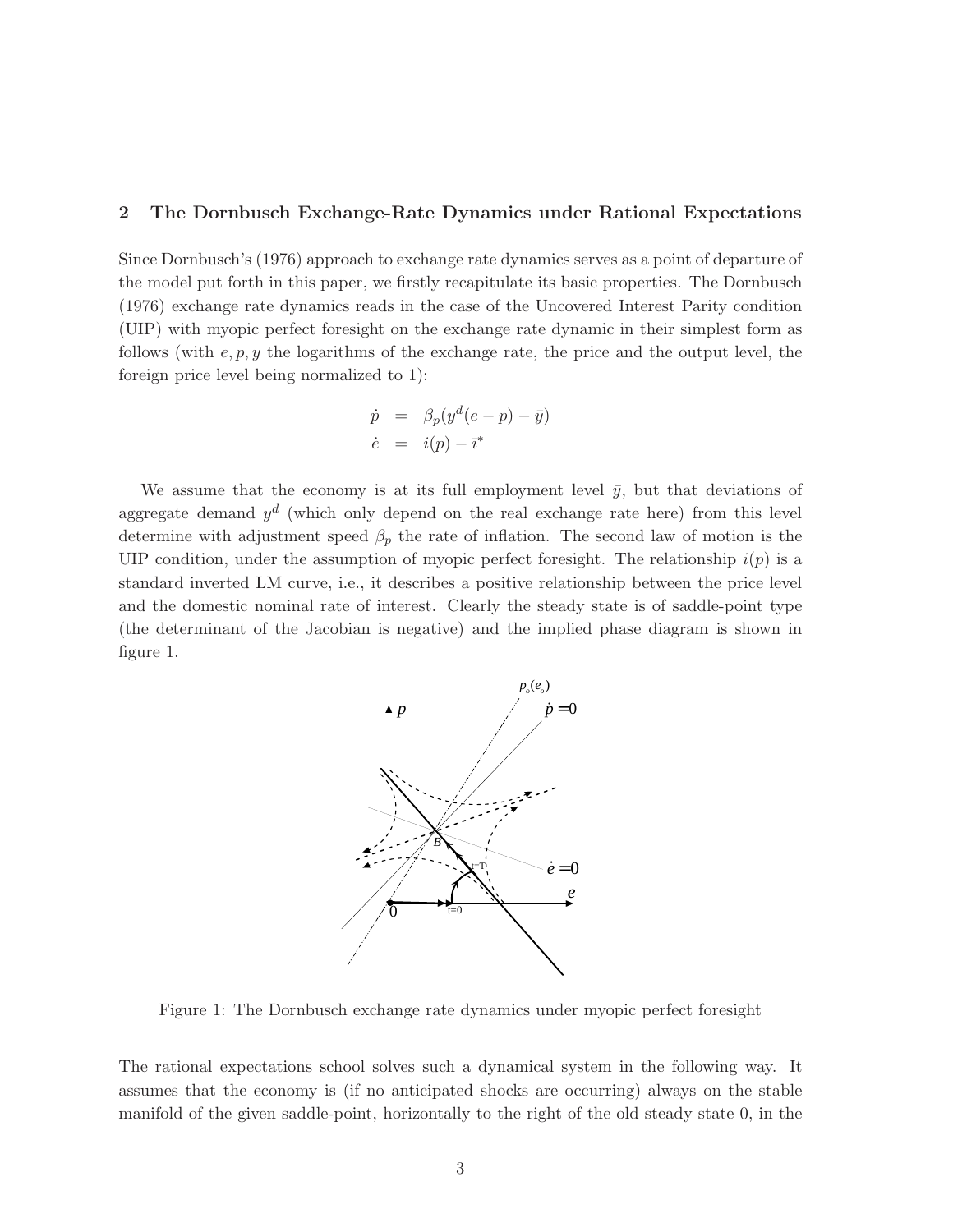## 2 The Dornbusch Exchange-Rate Dynamics under Rational Expectations

Since Dornbusch's (1976) approach to exchange rate dynamics serves as a point of departure of the model put forth in this paper, we firstly recapitulate its basic properties. The Dornbusch (1976) exchange rate dynamics reads in the case of the Uncovered Interest Parity condition (UIP) with myopic perfect foresight on the exchange rate dynamic in their simplest form as follows (with $e, p, y$ the logarithms of the exchange rate, the price and the output level, the foreign price level being normalized to 1):

$$\begin{aligned}
\dot{p} &= \beta_p(y^d(e-p) - \bar{y}) \\
\dot{e} &= i(p) - \bar{\imath}^*
\end{aligned}$$

We assume that the economy is at its full employment level $\bar{y}$, but that deviations of aggregate demand $y^d$ (which only depend on the real exchange rate here) from this level determine with adjustment speed $\beta_p$ the rate of inflation. The second law of motion is the UIP condition, under the assumption of myopic perfect foresight. The relationship $i(p)$ is a standard inverted LM curve, i.e., it describes a positive relationship between the price level and the domestic nominal rate of interest. Clearly the steady state is of saddle-point type (the determinant of the Jacobian is negative) and the implied phase diagram is shown in figure 1.

Figure 1: The Dornbusch exchange rate dynamics under myopic perfect foresight

The rational expectations school solves such a dynamical system in the following way. It assumes that the economy is (if no anticipated shocks are occurring) always on the stable manifold of the given saddle-point, horizontally to the right of the old steady state 0, in the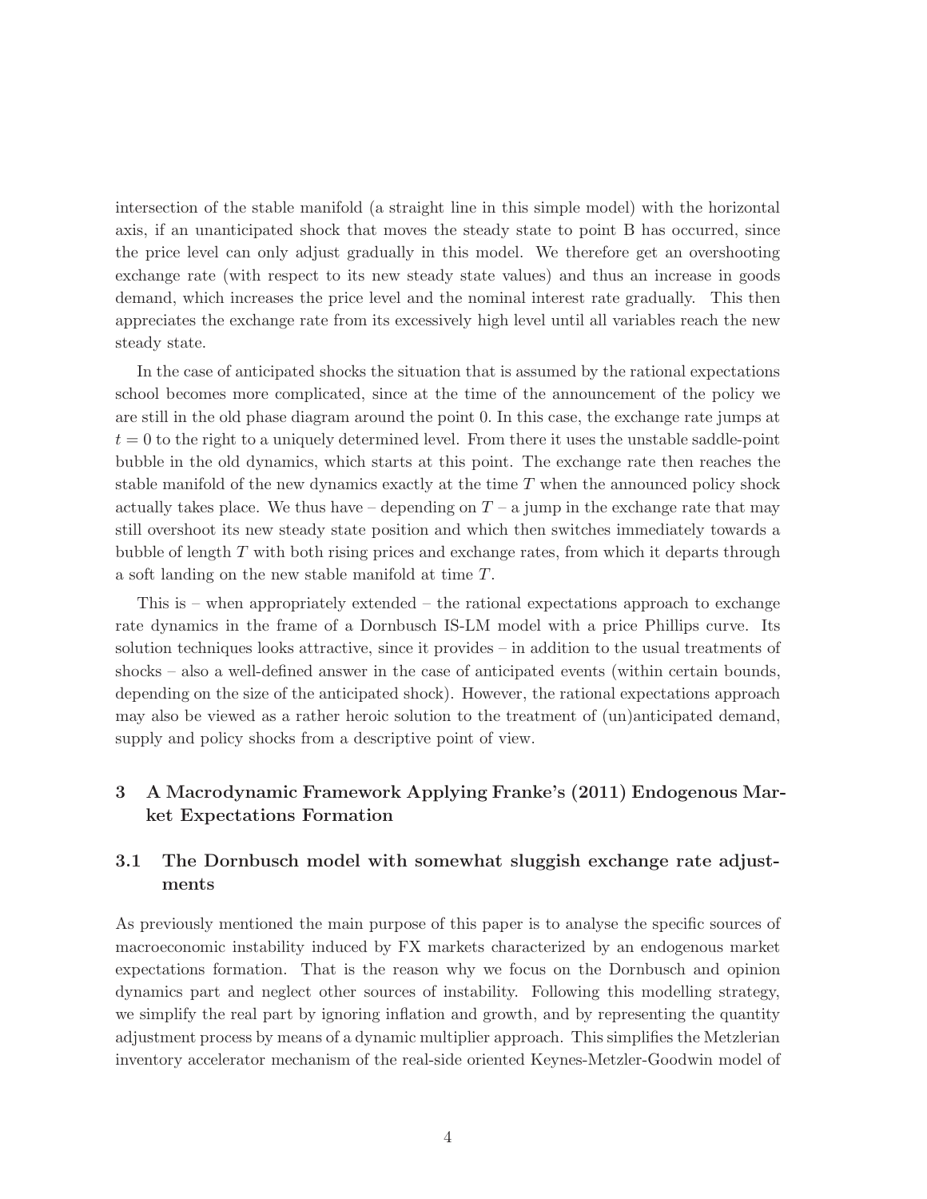intersection of the stable manifold (a straight line in this simple model) with the horizontal axis, if an unanticipated shock that moves the steady state to point B has occurred, since the price level can only adjust gradually in this model. We therefore get an overshooting exchange rate (with respect to its new steady state values) and thus an increase in goods demand, which increases the price level and the nominal interest rate gradually. This then appreciates the exchange rate from its excessively high level until all variables reach the new steady state.

In the case of anticipated shocks the situation that is assumed by the rational expectations school becomes more complicated, since at the time of the announcement of the policy we are still in the old phase diagram around the point 0. In this case, the exchange rate jumps at $t = 0$ to the right to a uniquely determined level. From there it uses the unstable saddle-point bubble in the old dynamics, which starts at this point. The exchange rate then reaches the stable manifold of the new dynamics exactly at the time $T$ when the announced policy shock actually takes place. We thus have – depending on $T$ – a jump in the exchange rate that may still overshoot its new steady state position and which then switches immediately towards a bubble of length $T$ with both rising prices and exchange rates, from which it departs through a soft landing on the new stable manifold at time $T$.

This is – when appropriately extended – the rational expectations approach to exchange rate dynamics in the frame of a Dornbusch IS-LM model with a price Phillips curve. Its solution techniques looks attractive, since it provides – in addition to the usual treatments of shocks – also a well-defined answer in the case of anticipated events (within certain bounds, depending on the size of the anticipated shock). However, the rational expectations approach may also be viewed as a rather heroic solution to the treatment of (un)anticipated demand, supply and policy shocks from a descriptive point of view.

## 3 A Macrodynamic Framework Applying Franke's (2011) Endogenous Market Expectations Formation

### 3.1 The Dornbusch model with somewhat sluggish exchange rate adjustments

As previously mentioned the main purpose of this paper is to analyse the specific sources of macroeconomic instability induced by FX markets characterized by an endogenous market expectations formation. That is the reason why we focus on the Dornbusch and opinion dynamics part and neglect other sources of instability. Following this modelling strategy, we simplify the real part by ignoring inflation and growth, and by representing the quantity adjustment process by means of a dynamic multiplier approach. This simplifies the Metzlerian inventory accelerator mechanism of the real-side oriented Keynes-Metzler-Goodwin model of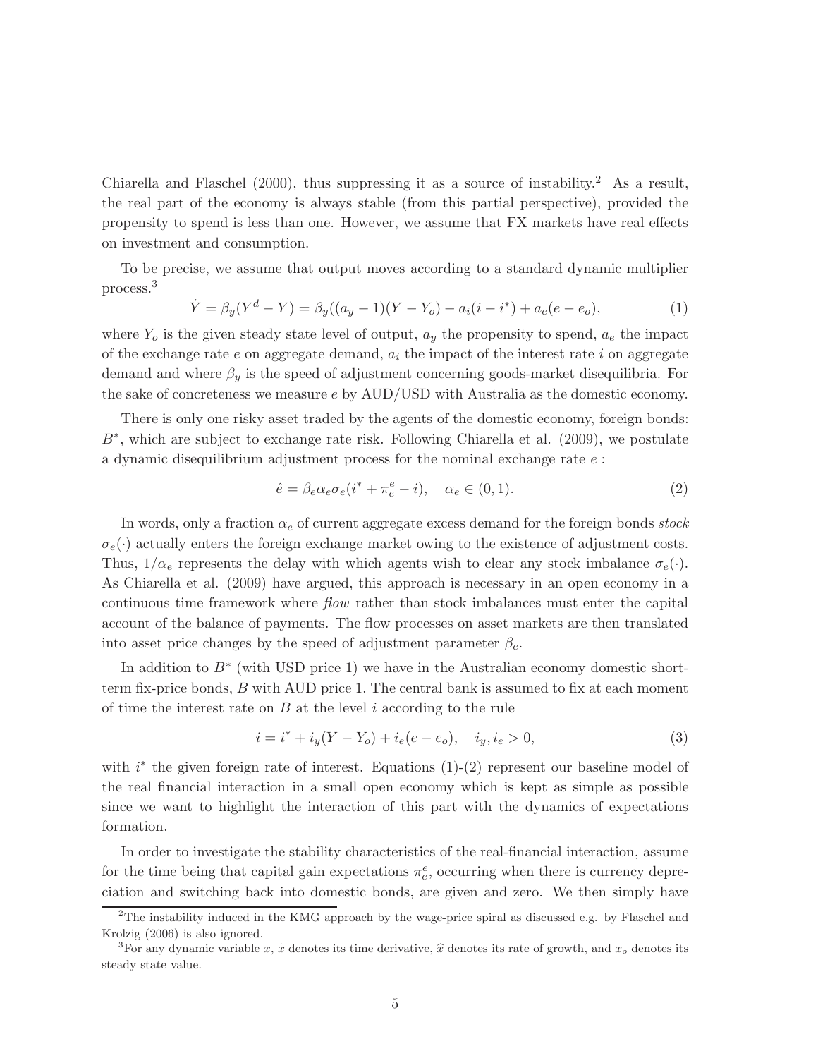Chiarella and Flaschel (2000), thus suppressing it as a source of instability.[2] As a result, the real part of the economy is always stable (from this partial perspective), provided the propensity to spend is less than one. However, we assume that FX markets have real effects on investment and consumption.

To be precise, we assume that output moves according to a standard dynamic multiplier process.[3]

$$\dot{Y} = \beta_y(Y^d - Y) = \beta_y((a_y - 1)(Y - Y_o) - a_i(i - i^*) + a_e(e - e_o), \tag{1}$$

where $Y_o$ is the given steady state level of output, $a_y$ the propensity to spend, $a_e$ the impact of the exchange rate $e$ on aggregate demand, $a_i$ the impact of the interest rate $i$ on aggregate demand and where $\beta_y$ is the speed of adjustment concerning goods-market disequilibria. For the sake of concreteness we measure $e$ by AUD/USD with Australia as the domestic economy.

There is only one risky asset traded by the agents of the domestic economy, foreign bonds: $B^*$, which are subject to exchange rate risk. Following Chiarella et al. (2009), we postulate a dynamic disequilibrium adjustment process for the nominal exchange rate $e$ :

$$\hat{e} = \beta_e \alpha_e \sigma_e(i^* + \pi_e^e - i), \quad \alpha_e \in (0, 1). \tag{2}$$

In words, only a fraction $\alpha_e$ of current aggregate excess demand for the foreign bonds *stock* $\sigma_e(\cdot)$ actually enters the foreign exchange market owing to the existence of adjustment costs. Thus, $1/\alpha_e$ represents the delay with which agents wish to clear any stock imbalance $\sigma_e(\cdot)$. As Chiarella et al. (2009) have argued, this approach is necessary in an open economy in a continuous time framework where *flow* rather than stock imbalances must enter the capital account of the balance of payments. The flow processes on asset markets are then translated into asset price changes by the speed of adjustment parameter $\beta_e$.

In addition to $B^*$ (with USD price 1) we have in the Australian economy domestic short-term fix-price bonds, $B$ with AUD price 1. The central bank is assumed to fix at each moment of time the interest rate on $B$ at the level $i$ according to the rule

$$i = i^* + i_y(Y - Y_o) + i_e(e - e_o), \quad i_y, i_e > 0, \tag{3}$$

with $i^*$ the given foreign rate of interest. Equations (1)-(2) represent our baseline model of the real financial interaction in a small open economy which is kept as simple as possible since we want to highlight the interaction of this part with the dynamics of expectations formation.

In order to investigate the stability characteristics of the real-financial interaction, assume for the time being that capital gain expectations $\pi_e^e$, occurring when there is currency depreciation and switching back into domestic bonds, are given and zero. We then simply have

[2]The instability induced in the KMG approach by the wage-price spiral as discussed e.g. by Flaschel and Krolzig (2006) is also ignored.

[3]For any dynamic variable $x$, $\dot{x}$ denotes its time derivative, $\widehat{x}$ denotes its rate of growth, and $x_o$ denotes its steady state value.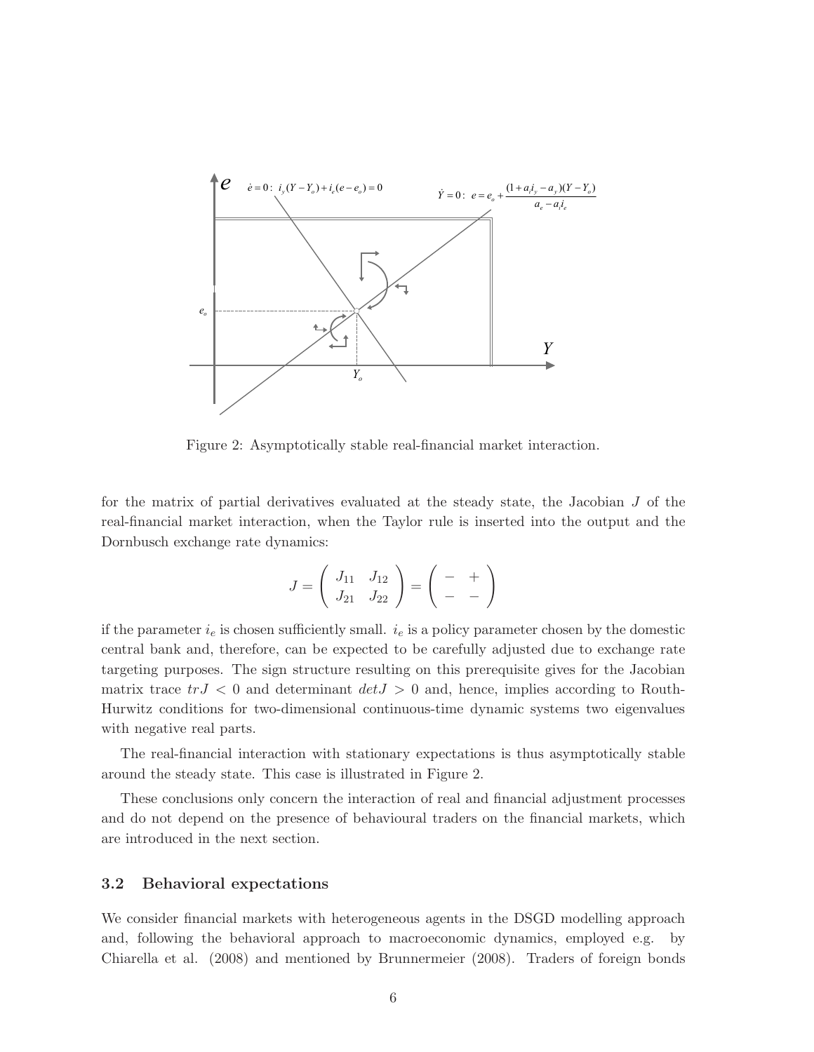Figure 2: Asymptotically stable real-financial market interaction.

for the matrix of partial derivatives evaluated at the steady state, the Jacobian $J$ of the real-financial market interaction, when the Taylor rule is inserted into the output and the Dornbusch exchange rate dynamics:

$$J = \begin{pmatrix} J_{11} & J_{12} \\ J_{21} & J_{22} \end{pmatrix} = \begin{pmatrix} - & + \\ - & - \end{pmatrix}$$

if the parameter $i_e$ is chosen sufficiently small. $i_e$ is a policy parameter chosen by the domestic central bank and, therefore, can be expected to be carefully adjusted due to exchange rate targeting purposes. The sign structure resulting on this prerequisite gives for the Jacobian matrix trace $trJ < 0$ and determinant $detJ > 0$ and, hence, implies according to Routh-Hurwitz conditions for two-dimensional continuous-time dynamic systems two eigenvalues with negative real parts.

The real-financial interaction with stationary expectations is thus asymptotically stable around the steady state. This case is illustrated in Figure 2.

These conclusions only concern the interaction of real and financial adjustment processes and do not depend on the presence of behavioural traders on the financial markets, which are introduced in the next section.

### 3.2 Behavioral expectations

We consider financial markets with heterogeneous agents in the DSGD modelling approach and, following the behavioral approach to macroeconomic dynamics, employed e.g. by Chiarella et al. (2008) and mentioned by Brunnermeier (2008). Traders of foreign bonds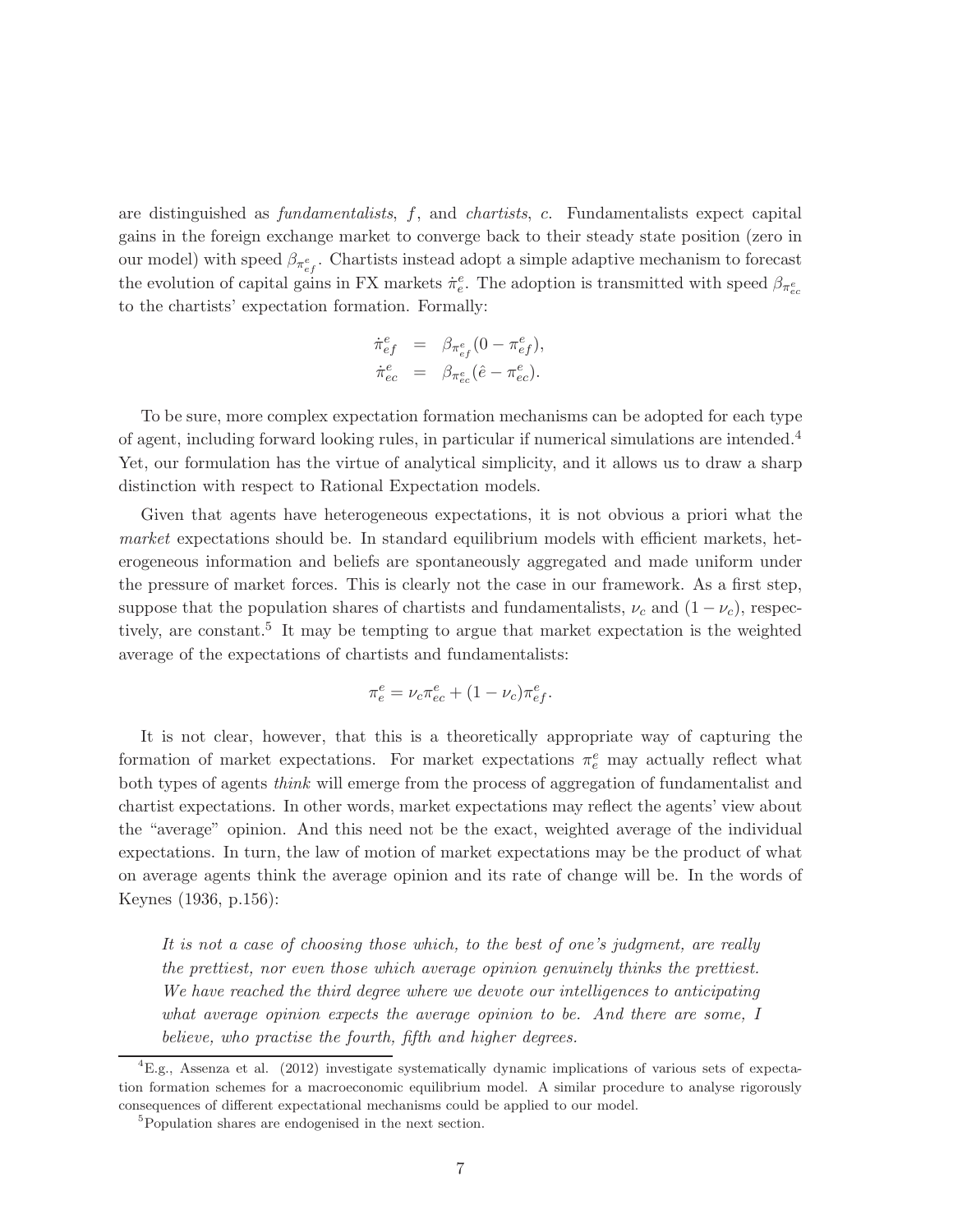are distinguished as *fundamentalists*, $f$, and *chartists*, $c$. Fundamentalists expect capital gains in the foreign exchange market to converge back to their steady state position (zero in our model) with speed $\beta_{\pi^e_{ef}}$. Chartists instead adopt a simple adaptive mechanism to forecast the evolution of capital gains in FX markets $\dot{\pi}^e_e$. The adoption is transmitted with speed $\beta_{\pi^e_{ec}}$ to the chartists' expectation formation. Formally:

$$
\begin{aligned}
\dot{\pi}^e_{ef} &= \beta_{\pi^e_{ef}}(0 - \pi^e_{ef}), \\
\dot{\pi}^e_{ec} &= \beta_{\pi^e_{ec}}(\hat{e} - \pi^e_{ec}).
\end{aligned}
$$

To be sure, more complex expectation formation mechanisms can be adopted for each type of agent, including forward looking rules, in particular if numerical simulations are intended.[4] Yet, our formulation has the virtue of analytical simplicity, and it allows us to draw a sharp distinction with respect to Rational Expectation models.

Given that agents have heterogeneous expectations, it is not obvious a priori what the *market* expectations should be. In standard equilibrium models with efficient markets, heterogeneous information and beliefs are spontaneously aggregated and made uniform under the pressure of market forces. This is clearly not the case in our framework. As a first step, suppose that the population shares of chartists and fundamentalists, $\nu_c$ and $(1 - \nu_c)$, respectively, are constant.[5] It may be tempting to argue that market expectation is the weighted average of the expectations of chartists and fundamentalists:

$$
\pi^e_e = \nu_c \pi^e_{ec} + (1 - \nu_c)\pi^e_{ef}.
$$

It is not clear, however, that this is a theoretically appropriate way of capturing the formation of market expectations. For market expectations $\pi^e_e$ may actually reflect what both types of agents *think* will emerge from the process of aggregation of fundamentalist and chartist expectations. In other words, market expectations may reflect the agents' view about the "average" opinion. And this need not be the exact, weighted average of the individual expectations. In turn, the law of motion of market expectations may be the product of what on average agents think the average opinion and its rate of change will be. In the words of Keynes (1936, p.156):

> *It is not a case of choosing those which, to the best of one's judgment, are really the prettiest, nor even those which average opinion genuinely thinks the prettiest. We have reached the third degree where we devote our intelligences to anticipating what average opinion expects the average opinion to be. And there are some, I believe, who practise the fourth, fifth and higher degrees.*

---

[4] E.g., Assenza et al. (2012) investigate systematically dynamic implications of various sets of expectation formation schemes for a macroeconomic equilibrium model. A similar procedure to analyse rigorously consequences of different expectational mechanisms could be applied to our model.

[5] Population shares are endogenised in the next section.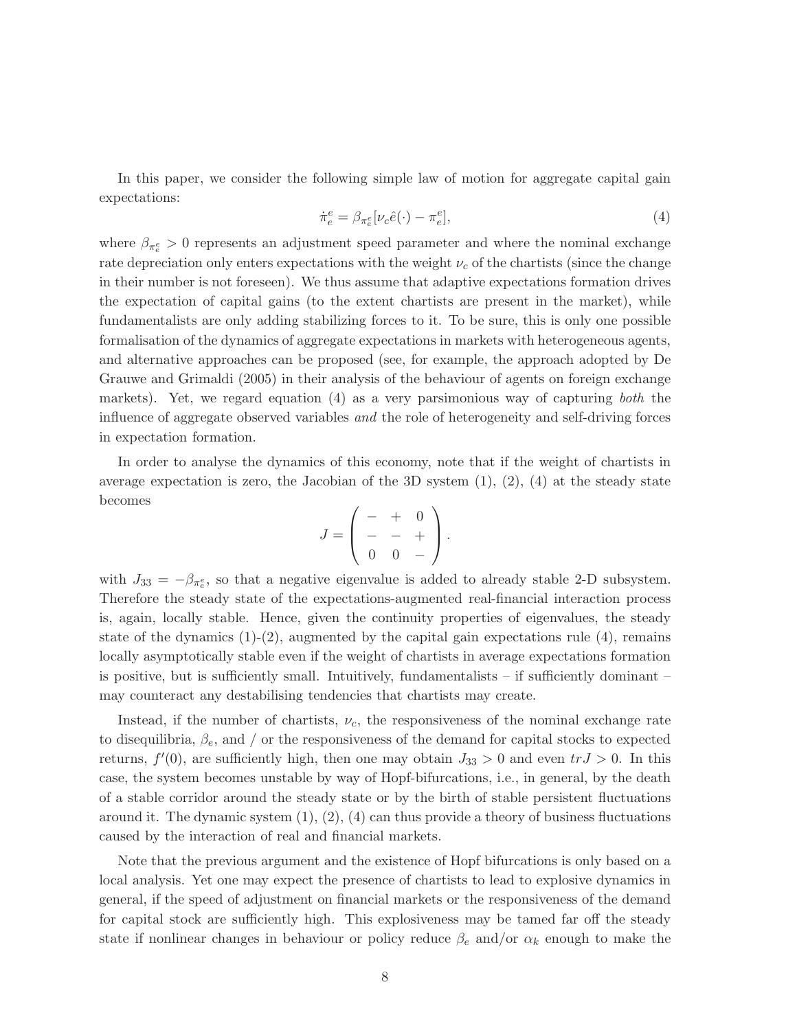In this paper, we consider the following simple law of motion for aggregate capital gain expectations:

$$\dot{\pi}_e^e = \beta_{\pi_e^e}[\nu_c \hat{e}(\cdot) - \pi_e^e], \tag{4}$$

where $\beta_{\pi_e^e} > 0$ represents an adjustment speed parameter and where the nominal exchange rate depreciation only enters expectations with the weight $\nu_c$ of the chartists (since the change in their number is not foreseen). We thus assume that adaptive expectations formation drives the expectation of capital gains (to the extent chartists are present in the market), while fundamentalists are only adding stabilizing forces to it. To be sure, this is only one possible formalisation of the dynamics of aggregate expectations in markets with heterogeneous agents, and alternative approaches can be proposed (see, for example, the approach adopted by De Grauwe and Grimaldi (2005) in their analysis of the behaviour of agents on foreign exchange markets). Yet, we regard equation (4) as a very parsimonious way of capturing *both* the influence of aggregate observed variables *and* the role of heterogeneity and self-driving forces in expectation formation.

In order to analyse the dynamics of this economy, note that if the weight of chartists in average expectation is zero, the Jacobian of the 3D system (1), (2), (4) at the steady state becomes

$$J = \begin{pmatrix} - & + & 0 \\ - & - & + \\ 0 & 0 & - \end{pmatrix}.$$

with $J_{33} = -\beta_{\pi_e^e}$, so that a negative eigenvalue is added to already stable 2-D subsystem. Therefore the steady state of the expectations-augmented real-financial interaction process is, again, locally stable. Hence, given the continuity properties of eigenvalues, the steady state of the dynamics (1)-(2), augmented by the capital gain expectations rule (4), remains locally asymptotically stable even if the weight of chartists in average expectations formation is positive, but is sufficiently small. Intuitively, fundamentalists – if sufficiently dominant – may counteract any destabilising tendencies that chartists may create.

Instead, if the number of chartists, $\nu_c$, the responsiveness of the nominal exchange rate to disequilibria, $\beta_e$, and / or the responsiveness of the demand for capital stocks to expected returns, $f'(0)$, are sufficiently high, then one may obtain $J_{33} > 0$ and even $trJ > 0$. In this case, the system becomes unstable by way of Hopf-bifurcations, i.e., in general, by the death of a stable corridor around the steady state or by the birth of stable persistent fluctuations around it. The dynamic system (1), (2), (4) can thus provide a theory of business fluctuations caused by the interaction of real and financial markets.

Note that the previous argument and the existence of Hopf bifurcations is only based on a local analysis. Yet one may expect the presence of chartists to lead to explosive dynamics in general, if the speed of adjustment on financial markets or the responsiveness of the demand for capital stock are sufficiently high. This explosiveness may be tamed far off the steady state if nonlinear changes in behaviour or policy reduce $\beta_e$ and/or $\alpha_k$ enough to make the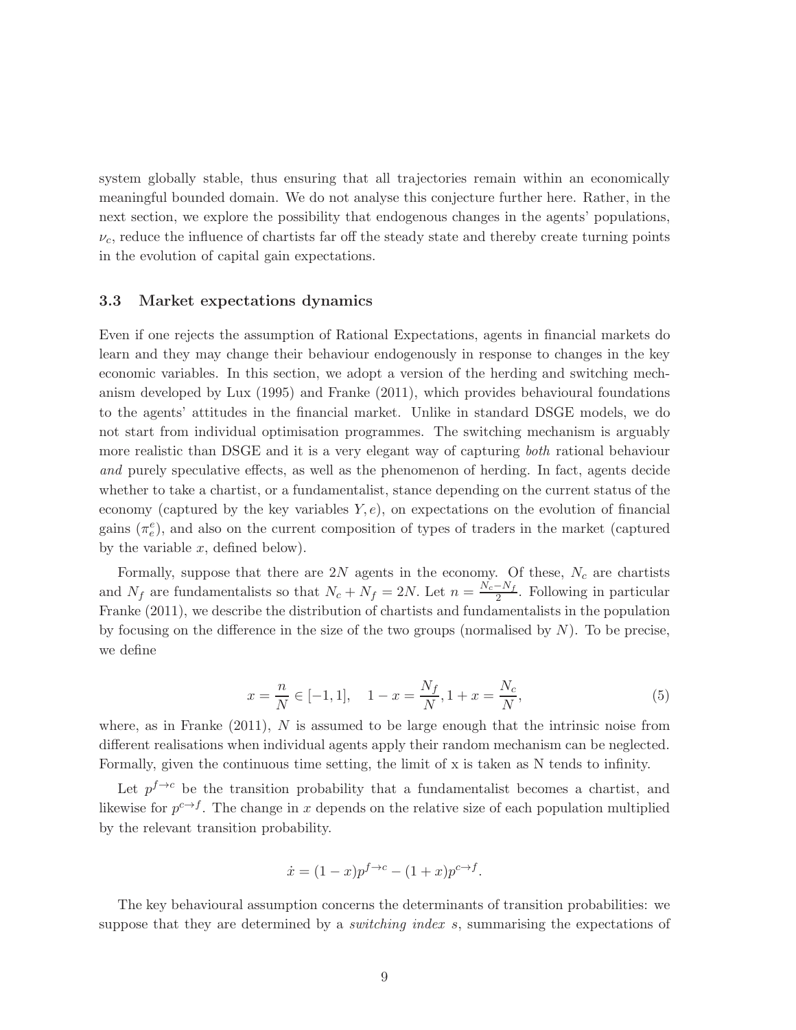system globally stable, thus ensuring that all trajectories remain within an economically meaningful bounded domain. We do not analyse this conjecture further here. Rather, in the next section, we explore the possibility that endogenous changes in the agents' populations, $\nu_c$, reduce the influence of chartists far off the steady state and thereby create turning points in the evolution of capital gain expectations.

### 3.3 Market expectations dynamics

Even if one rejects the assumption of Rational Expectations, agents in financial markets do learn and they may change their behaviour endogenously in response to changes in the key economic variables. In this section, we adopt a version of the herding and switching mechanism developed by Lux (1995) and Franke (2011), which provides behavioural foundations to the agents' attitudes in the financial market. Unlike in standard DSGE models, we do not start from individual optimisation programmes. The switching mechanism is arguably more realistic than DSGE and it is a very elegant way of capturing *both* rational behaviour *and* purely speculative effects, as well as the phenomenon of herding. In fact, agents decide whether to take a chartist, or a fundamentalist, stance depending on the current status of the economy (captured by the key variables $Y, e$), on expectations on the evolution of financial gains ($\pi_e^e$), and also on the current composition of types of traders in the market (captured by the variable $x$, defined below).

Formally, suppose that there are $2N$ agents in the economy. Of these, $N_c$ are chartists and $N_f$ are fundamentalists so that $N_c + N_f = 2N$. Let $n = \frac{N_c - N_f}{2}$. Following in particular Franke (2011), we describe the distribution of chartists and fundamentalists in the population by focusing on the difference in the size of the two groups (normalised by $N$). To be precise, we define

$$x = \frac{n}{N} \in [-1, 1], \quad 1 - x = \frac{N_f}{N}, 1 + x = \frac{N_c}{N}, \tag{5}$$

where, as in Franke (2011), $N$ is assumed to be large enough that the intrinsic noise from different realisations when individual agents apply their random mechanism can be neglected. Formally, given the continuous time setting, the limit of x is taken as N tends to infinity.

Let $p^{f \to c}$ be the transition probability that a fundamentalist becomes a chartist, and likewise for $p^{c \to f}$. The change in $x$ depends on the relative size of each population multiplied by the relevant transition probability.

$$\dot{x} = (1 - x)p^{f \to c} - (1 + x)p^{c \to f}.$$

The key behavioural assumption concerns the determinants of transition probabilities: we suppose that they are determined by a *switching index* $s$, summarising the expectations of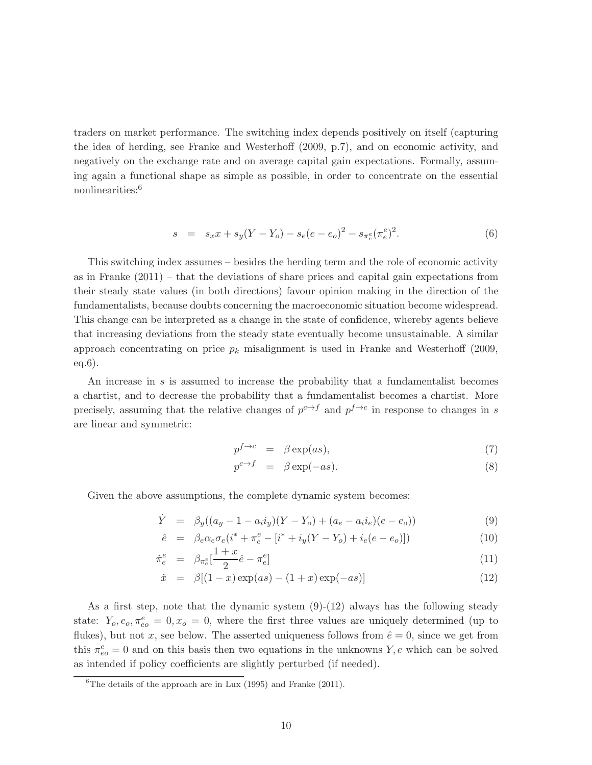traders on market performance. The switching index depends positively on itself (capturing the idea of herding, see Franke and Westerhoff (2009, p.7), and on economic activity, and negatively on the exchange rate and on average capital gain expectations. Formally, assuming again a functional shape as simple as possible, in order to concentrate on the essential nonlinearities:[6]

$$s \;=\; s_x x + s_y(Y - Y_o) - s_e(e - e_o)^2 - s_{\pi_e^e}(\pi_e^e)^2. \tag{6}$$

This switching index assumes – besides the herding term and the role of economic activity as in Franke (2011) – that the deviations of share prices and capital gain expectations from their steady state values (in both directions) favour opinion making in the direction of the fundamentalists, because doubts concerning the macroeconomic situation become widespread. This change can be interpreted as a change in the state of confidence, whereby agents believe that increasing deviations from the steady state eventually become unsustainable. A similar approach concentrating on price $p_k$ misalignment is used in Franke and Westerhoff (2009, eq.6).

An increase in $s$ is assumed to increase the probability that a fundamentalist becomes a chartist, and to decrease the probability that a fundamentalist becomes a chartist. More precisely, assuming that the relative changes of $p^{c\to f}$ and $p^{f\to c}$ in response to changes in $s$ are linear and symmetric:

$$p^{f\to c} \;=\; \beta\exp(as), \tag{7}$$

$$p^{c\to f} \;=\; \beta\exp(-as). \tag{8}$$

Given the above assumptions, the complete dynamic system becomes:

$$\dot{Y} \;=\; \beta_y((a_y - 1 - a_i i_y)(Y - Y_o) + (a_e - a_i i_e)(e - e_o)) \tag{9}$$

$$\hat{e} \;=\; \beta_e\alpha_e\sigma_e(i^* + \pi_e^e - [i^* + i_y(Y - Y_o) + i_e(e - e_o)]) \tag{10}$$

$$\dot{\pi}_e^e \;=\; \beta_{\pi_e^e}[\frac{1+x}{2}\hat{e} - \pi_e^e] \tag{11}$$

$$\dot{x} \;=\; \beta[(1 - x)\exp(as) - (1 + x)\exp(-as)] \tag{12}$$

As a first step, note that the dynamic system (9)-(12) always has the following steady state: $Y_o, e_o, \pi_{eo}^e = 0, x_o = 0$, where the first three values are uniquely determined (up to flukes), but not $x$, see below. The asserted uniqueness follows from $\hat{e} = 0$, since we get from this $\pi_{eo}^e = 0$ and on this basis then two equations in the unknowns $Y, e$ which can be solved as intended if policy coefficients are slightly perturbed (if needed).

[6]The details of the approach are in Lux (1995) and Franke (2011).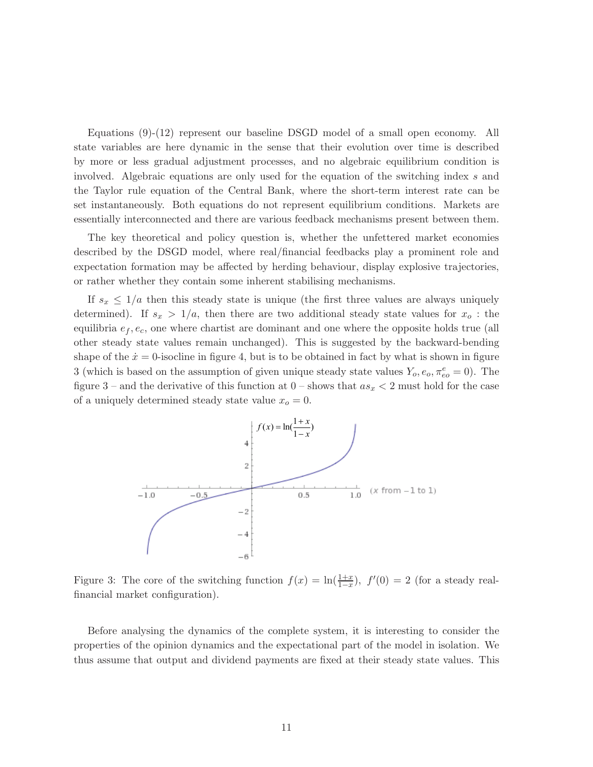Equations (9)-(12) represent our baseline DSGD model of a small open economy. All state variables are here dynamic in the sense that their evolution over time is described by more or less gradual adjustment processes, and no algebraic equilibrium condition is involved. Algebraic equations are only used for the equation of the switching index $s$ and the Taylor rule equation of the Central Bank, where the short-term interest rate can be set instantaneously. Both equations do not represent equilibrium conditions. Markets are essentially interconnected and there are various feedback mechanisms present between them.

The key theoretical and policy question is, whether the unfettered market economies described by the DSGD model, where real/financial feedbacks play a prominent role and expectation formation may be affected by herding behaviour, display explosive trajectories, or rather whether they contain some inherent stabilising mechanisms.

If $s_x \leq 1/a$ then this steady state is unique (the first three values are always uniquely determined). If $s_x > 1/a$, then there are two additional steady state values for $x_o$ : the equilibria $e_f, e_c$, one where chartist are dominant and one where the opposite holds true (all other steady state values remain unchanged). This is suggested by the backward-bending shape of the $\dot{x} = 0$-isocline in figure 4, but is to be obtained in fact by what is shown in figure 3 (which is based on the assumption of given unique steady state values $Y_o, e_o, \pi^e_{eo} = 0$). The figure 3 – and the derivative of this function at 0 – shows that $as_x < 2$ must hold for the case of a uniquely determined steady state value $x_o = 0$.

Figure 3: The core of the switching function $f(x) = \ln(\frac{1+x}{1-x})$, $f'(0) = 2$ (for a steady real-financial market configuration).

Before analysing the dynamics of the complete system, it is interesting to consider the properties of the opinion dynamics and the expectational part of the model in isolation. We thus assume that output and dividend payments are fixed at their steady state values. This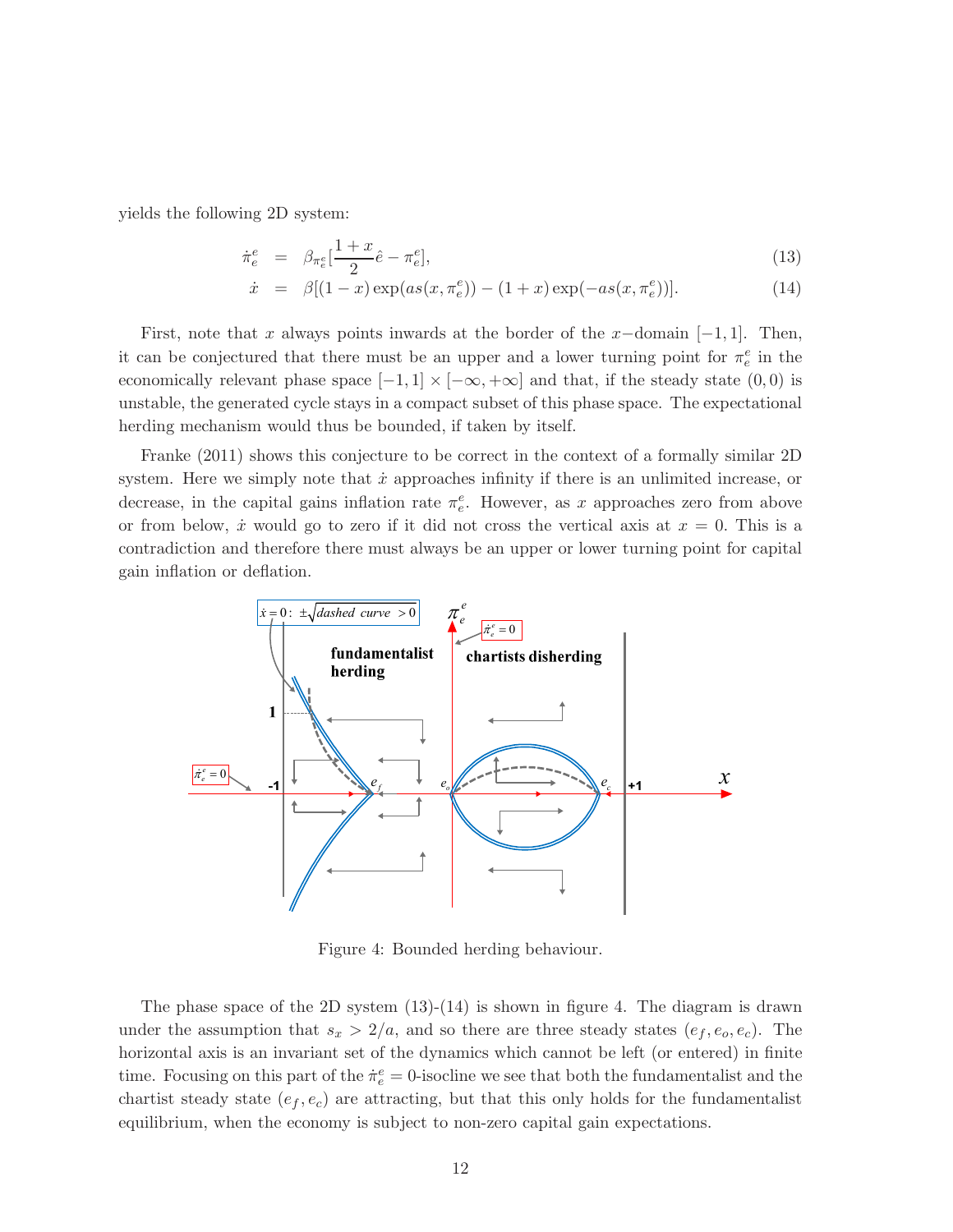yields the following 2D system:

$$\dot{\pi}_e^e = \beta_{\pi_e^e}[\frac{1+x}{2}\hat{e} - \pi_e^e], \tag{13}$$

$$\dot{x} = \beta[(1-x)\exp(as(x,\pi_e^e)) - (1+x)\exp(-as(x,\pi_e^e))]. \tag{14}$$

First, note that $x$ always points inwards at the border of the $x-$domain $[-1,1]$. Then, it can be conjectured that there must be an upper and a lower turning point for $\pi_e^e$ in the economically relevant phase space $[-1,1] \times [-\infty,+\infty]$ and that, if the steady state $(0,0)$ is unstable, the generated cycle stays in a compact subset of this phase space. The expectational herding mechanism would thus be bounded, if taken by itself.

Franke (2011) shows this conjecture to be correct in the context of a formally similar 2D system. Here we simply note that $\dot{x}$ approaches infinity if there is an unlimited increase, or decrease, in the capital gains inflation rate $\pi_e^e$. However, as $x$ approaches zero from above or from below, $\dot{x}$ would go to zero if it did not cross the vertical axis at $x = 0$. This is a contradiction and therefore there must always be an upper or lower turning point for capital gain inflation or deflation.

Figure 4: Bounded herding behaviour.

The phase space of the 2D system (13)-(14) is shown in figure 4. The diagram is drawn under the assumption that $s_x > 2/a$, and so there are three steady states $(e_f, e_o, e_c)$. The horizontal axis is an invariant set of the dynamics which cannot be left (or entered) in finite time. Focusing on this part of the $\dot{\pi}_e^e = 0$-isocline we see that both the fundamentalist and the chartist steady state $(e_f, e_c)$ are attracting, but that this only holds for the fundamentalist equilibrium, when the economy is subject to non-zero capital gain expectations.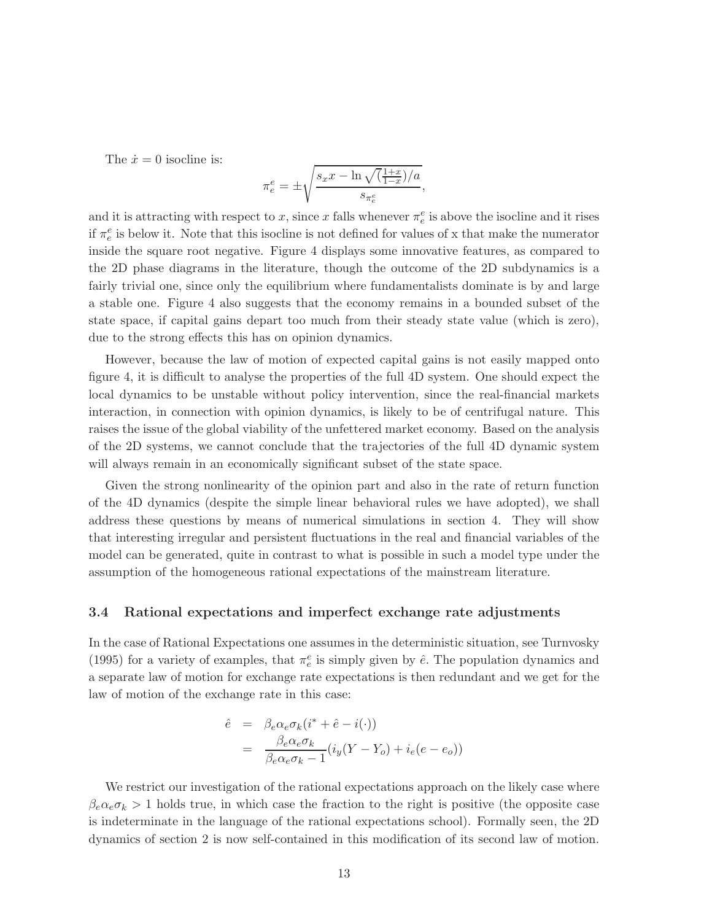The $\dot{x} = 0$ isocline is:

$$\pi_e^e = \pm\sqrt{\frac{s_x x - \ln\sqrt{(\frac{1+x}{1-x})/a}}{s_{\pi_e^e}}},$$

and it is attracting with respect to $x$, since $x$ falls whenever $\pi_e^e$ is above the isocline and it rises if $\pi_e^e$ is below it. Note that this isocline is not defined for values of x that make the numerator inside the square root negative. Figure 4 displays some innovative features, as compared to the 2D phase diagrams in the literature, though the outcome of the 2D subdynamics is a fairly trivial one, since only the equilibrium where fundamentalists dominate is by and large a stable one. Figure 4 also suggests that the economy remains in a bounded subset of the state space, if capital gains depart too much from their steady state value (which is zero), due to the strong effects this has on opinion dynamics.

However, because the law of motion of expected capital gains is not easily mapped onto figure 4, it is difficult to analyse the properties of the full 4D system. One should expect the local dynamics to be unstable without policy intervention, since the real-financial markets interaction, in connection with opinion dynamics, is likely to be of centrifugal nature. This raises the issue of the global viability of the unfettered market economy. Based on the analysis of the 2D systems, we cannot conclude that the trajectories of the full 4D dynamic system will always remain in an economically significant subset of the state space.

Given the strong nonlinearity of the opinion part and also in the rate of return function of the 4D dynamics (despite the simple linear behavioral rules we have adopted), we shall address these questions by means of numerical simulations in section 4. They will show that interesting irregular and persistent fluctuations in the real and financial variables of the model can be generated, quite in contrast to what is possible in such a model type under the assumption of the homogeneous rational expectations of the mainstream literature.

### 3.4 Rational expectations and imperfect exchange rate adjustments

In the case of Rational Expectations one assumes in the deterministic situation, see Turnvosky (1995) for a variety of examples, that $\pi_e^e$ is simply given by $\hat{e}$. The population dynamics and a separate law of motion for exchange rate expectations is then redundant and we get for the law of motion of the exchange rate in this case:

$$\begin{aligned}
\hat{e} &= \beta_e \alpha_e \sigma_k (i^* + \hat{e} - i(\cdot)) \\
&= \frac{\beta_e \alpha_e \sigma_k}{\beta_e \alpha_e \sigma_k - 1}(i_y(Y - Y_o) + i_e(e - e_o))
\end{aligned}$$

We restrict our investigation of the rational expectations approach on the likely case where $\beta_e \alpha_e \sigma_k > 1$ holds true, in which case the fraction to the right is positive (the opposite case is indeterminate in the language of the rational expectations school). Formally seen, the 2D dynamics of section 2 is now self-contained in this modification of its second law of motion.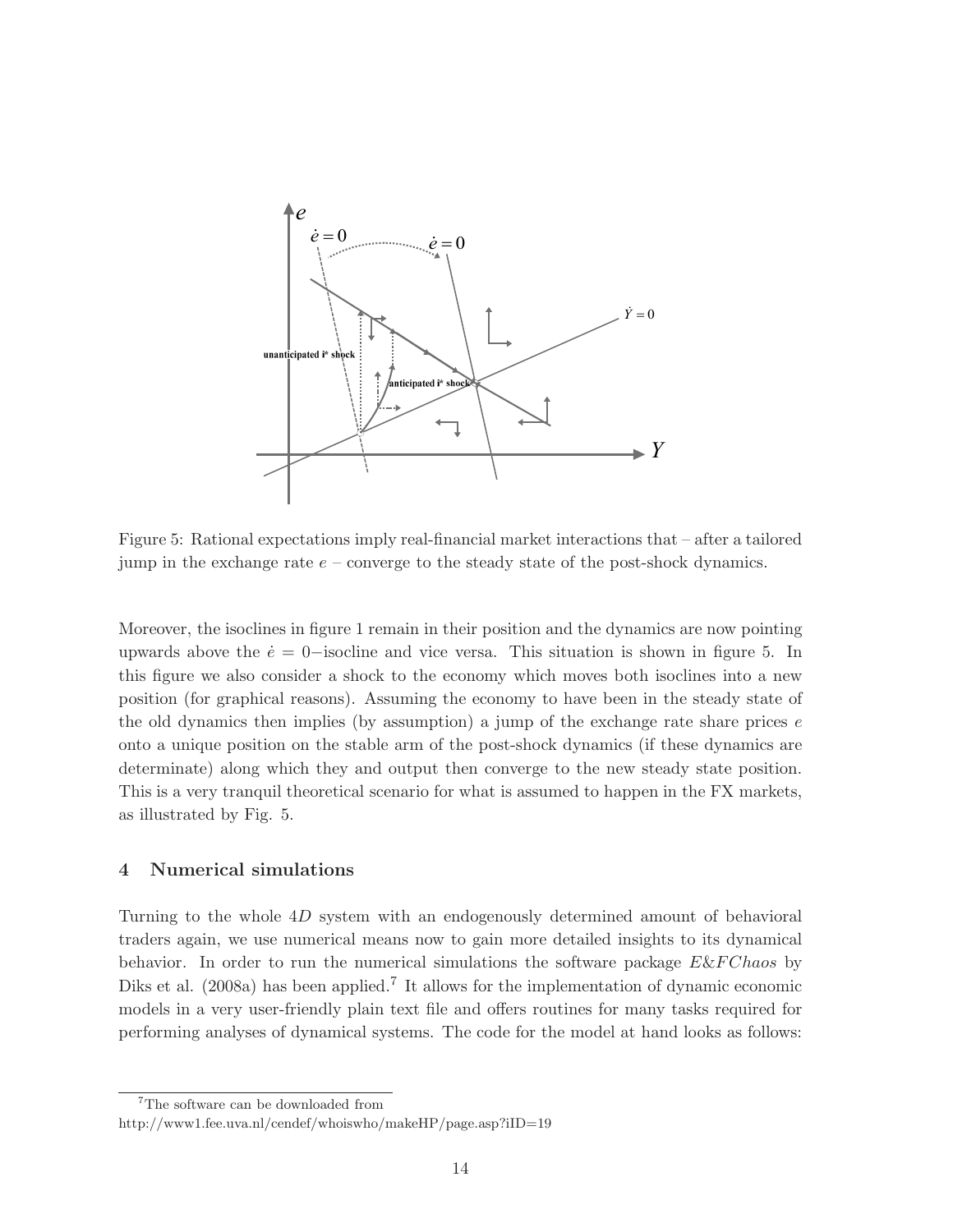Figure 5: Rational expectations imply real-financial market interactions that – after a tailored jump in the exchange rate $e$ – converge to the steady state of the post-shock dynamics.

Moreover, the isoclines in figure 1 remain in their position and the dynamics are now pointing upwards above the $\dot{e} = 0-$isocline and vice versa. This situation is shown in figure 5. In this figure we also consider a shock to the economy which moves both isoclines into a new position (for graphical reasons). Assuming the economy to have been in the steady state of the old dynamics then implies (by assumption) a jump of the exchange rate share prices $e$ onto a unique position on the stable arm of the post-shock dynamics (if these dynamics are determinate) along which they and output then converge to the new steady state position. This is a very tranquil theoretical scenario for what is assumed to happen in the FX markets, as illustrated by Fig. 5.

## 4 Numerical simulations

Turning to the whole $4D$ system with an endogenously determined amount of behavioral traders again, we use numerical means now to gain more detailed insights to its dynamical behavior. In order to run the numerical simulations the software package *E&FChaos* by Diks et al. (2008a) has been applied.[7] It allows for the implementation of dynamic economic models in a very user-friendly plain text file and offers routines for many tasks required for performing analyses of dynamical systems. The code for the model at hand looks as follows:

[7]The software can be downloaded from http://www1.fee.uva.nl/cendef/whoiswho/makeHP/page.asp?iID=19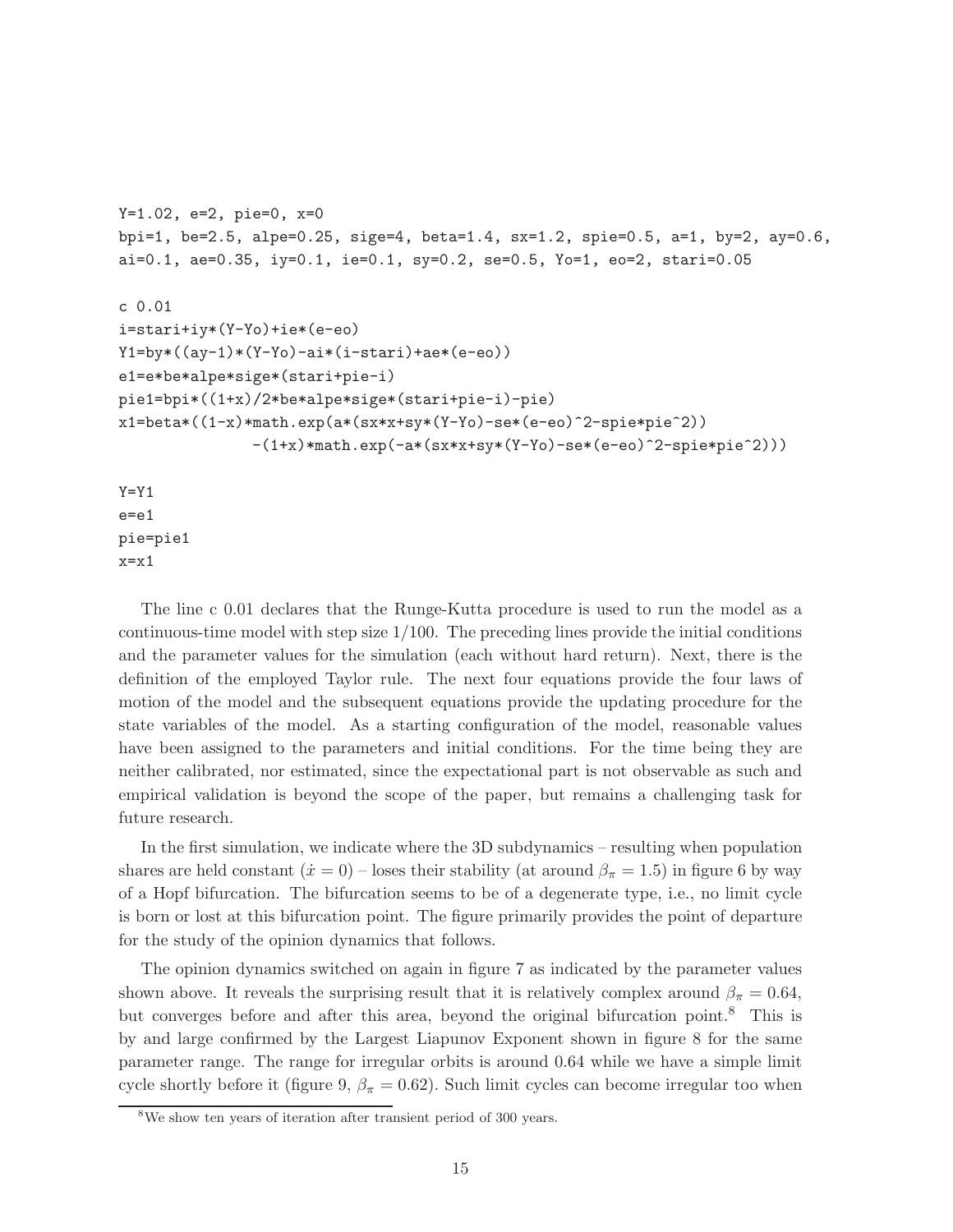```
Y=1.02, e=2, pie=0, x=0
bpi=1, be=2.5, alpe=0.25, sige=4, beta=1.4, sx=1.2, spie=0.5, a=1, by=2, ay=0.6,
ai=0.1, ae=0.35, iy=0.1, ie=0.1, sy=0.2, se=0.5, Yo=1, eo=2, stari=0.05

c 0.01
i=stari+iy*(Y-Yo)+ie*(e-eo)
Y1=by*((ay-1)*(Y-Yo)-ai*(i-stari)+ae*(e-eo))
e1=e*be*alpe*sige*(stari+pie-i)
pie1=bpi*((1+x)/2*be*alpe*sige*(stari+pie-i)-pie)
x1=beta*((1-x)*math.exp(a*(sx*x+sy*(Y-Yo)-se*(e-eo)^2-spie*pie^2))
              -(1+x)*math.exp(-a*(sx*x+sy*(Y-Yo)-se*(e-eo)^2-spie*pie^2)))

Y=Y1
e=e1
pie=pie1
x=x1
```

The line c 0.01 declares that the Runge-Kutta procedure is used to run the model as a continuous-time model with step size 1/100. The preceding lines provide the initial conditions and the parameter values for the simulation (each without hard return). Next, there is the definition of the employed Taylor rule. The next four equations provide the four laws of motion of the model and the subsequent equations provide the updating procedure for the state variables of the model. As a starting configuration of the model, reasonable values have been assigned to the parameters and initial conditions. For the time being they are neither calibrated, nor estimated, since the expectational part is not observable as such and empirical validation is beyond the scope of the paper, but remains a challenging task for future research.

In the first simulation, we indicate where the 3D subdynamics – resulting when population shares are held constant ($\dot{x} = 0$) – loses their stability (at around $\beta_\pi = 1.5$) in figure 6 by way of a Hopf bifurcation. The bifurcation seems to be of a degenerate type, i.e., no limit cycle is born or lost at this bifurcation point. The figure primarily provides the point of departure for the study of the opinion dynamics that follows.

The opinion dynamics switched on again in figure 7 as indicated by the parameter values shown above. It reveals the surprising result that it is relatively complex around $\beta_\pi = 0.64$, but converges before and after this area, beyond the original bifurcation point.[8] This is by and large confirmed by the Largest Liapunov Exponent shown in figure 8 for the same parameter range. The range for irregular orbits is around 0.64 while we have a simple limit cycle shortly before it (figure 9, $\beta_\pi = 0.62$). Such limit cycles can become irregular too when

[8] We show ten years of iteration after transient period of 300 years.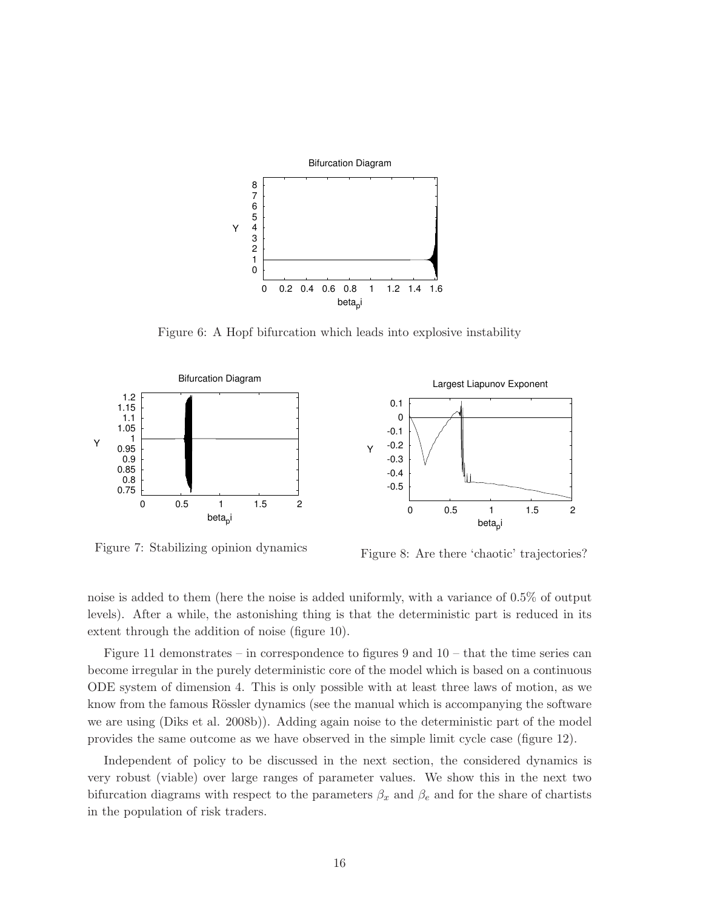Figure 6: A Hopf bifurcation which leads into explosive instability

Figure 7: Stabilizing opinion dynamics

Figure 8: Are there 'chaotic' trajectories?

noise is added to them (here the noise is added uniformly, with a variance of 0.5% of output levels). After a while, the astonishing thing is that the deterministic part is reduced in its extent through the addition of noise (figure 10).

Figure 11 demonstrates – in correspondence to figures 9 and 10 – that the time series can become irregular in the purely deterministic core of the model which is based on a continuous ODE system of dimension 4. This is only possible with at least three laws of motion, as we know from the famous Rössler dynamics (see the manual which is accompanying the software we are using (Diks et al. 2008b)). Adding again noise to the deterministic part of the model provides the same outcome as we have observed in the simple limit cycle case (figure 12).

Independent of policy to be discussed in the next section, the considered dynamics is very robust (viable) over large ranges of parameter values. We show this in the next two bifurcation diagrams with respect to the parameters $\beta_x$ and $\beta_e$ and for the share of chartists in the population of risk traders.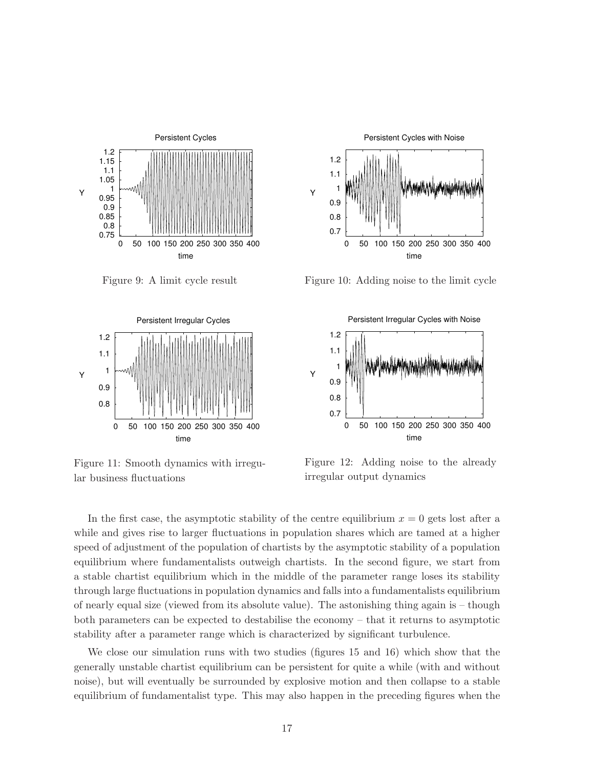Figure 9: A limit cycle result

Figure 10: Adding noise to the limit cycle

Figure 11: Smooth dynamics with irregular business fluctuations

Figure 12: Adding noise to the already irregular output dynamics

In the first case, the asymptotic stability of the centre equilibrium $x = 0$ gets lost after a while and gives rise to larger fluctuations in population shares which are tamed at a higher speed of adjustment of the population of chartists by the asymptotic stability of a population equilibrium where fundamentalists outweigh chartists. In the second figure, we start from a stable chartist equilibrium which in the middle of the parameter range loses its stability through large fluctuations in population dynamics and falls into a fundamentalists equilibrium of nearly equal size (viewed from its absolute value). The astonishing thing again is – though both parameters can be expected to destabilise the economy – that it returns to asymptotic stability after a parameter range which is characterized by significant turbulence.

We close our simulation runs with two studies (figures 15 and 16) which show that the generally unstable chartist equilibrium can be persistent for quite a while (with and without noise), but will eventually be surrounded by explosive motion and then collapse to a stable equilibrium of fundamentalist type. This may also happen in the preceding figures when the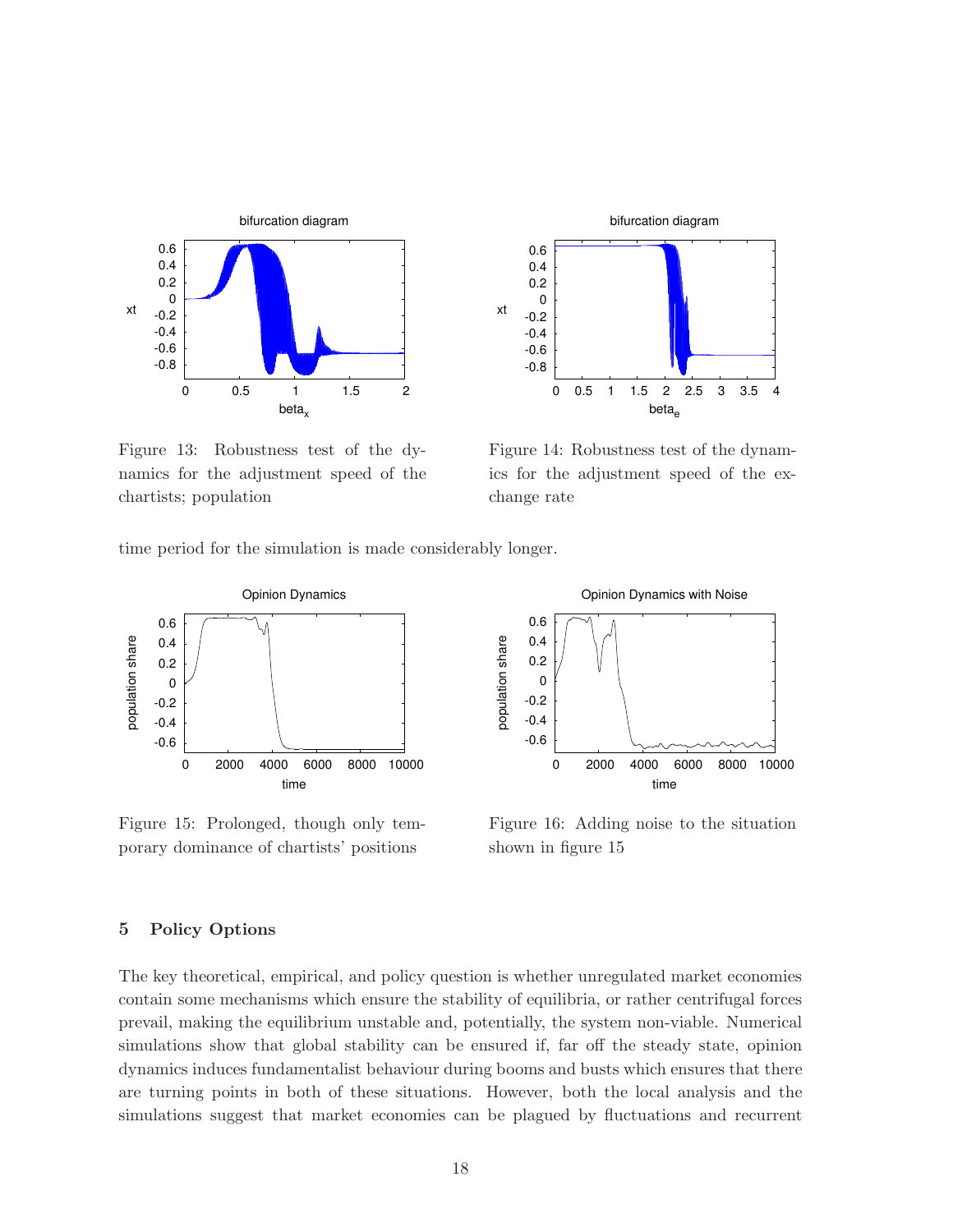Figure 13: Robustness test of the dynamics for the adjustment speed of the chartists; population

Figure 14: Robustness test of the dynamics for the adjustment speed of the exchange rate

time period for the simulation is made considerably longer.

Figure 15: Prolonged, though only temporary dominance of chartists' positions

Figure 16: Adding noise to the situation shown in figure 15

## 5 Policy Options

The key theoretical, empirical, and policy question is whether unregulated market economies contain some mechanisms which ensure the stability of equilibria, or rather centrifugal forces prevail, making the equilibrium unstable and, potentially, the system non-viable. Numerical simulations show that global stability can be ensured if, far off the steady state, opinion dynamics induces fundamentalist behaviour during booms and busts which ensures that there are turning points in both of these situations. However, both the local analysis and the simulations suggest that market economies can be plagued by fluctuations and recurrent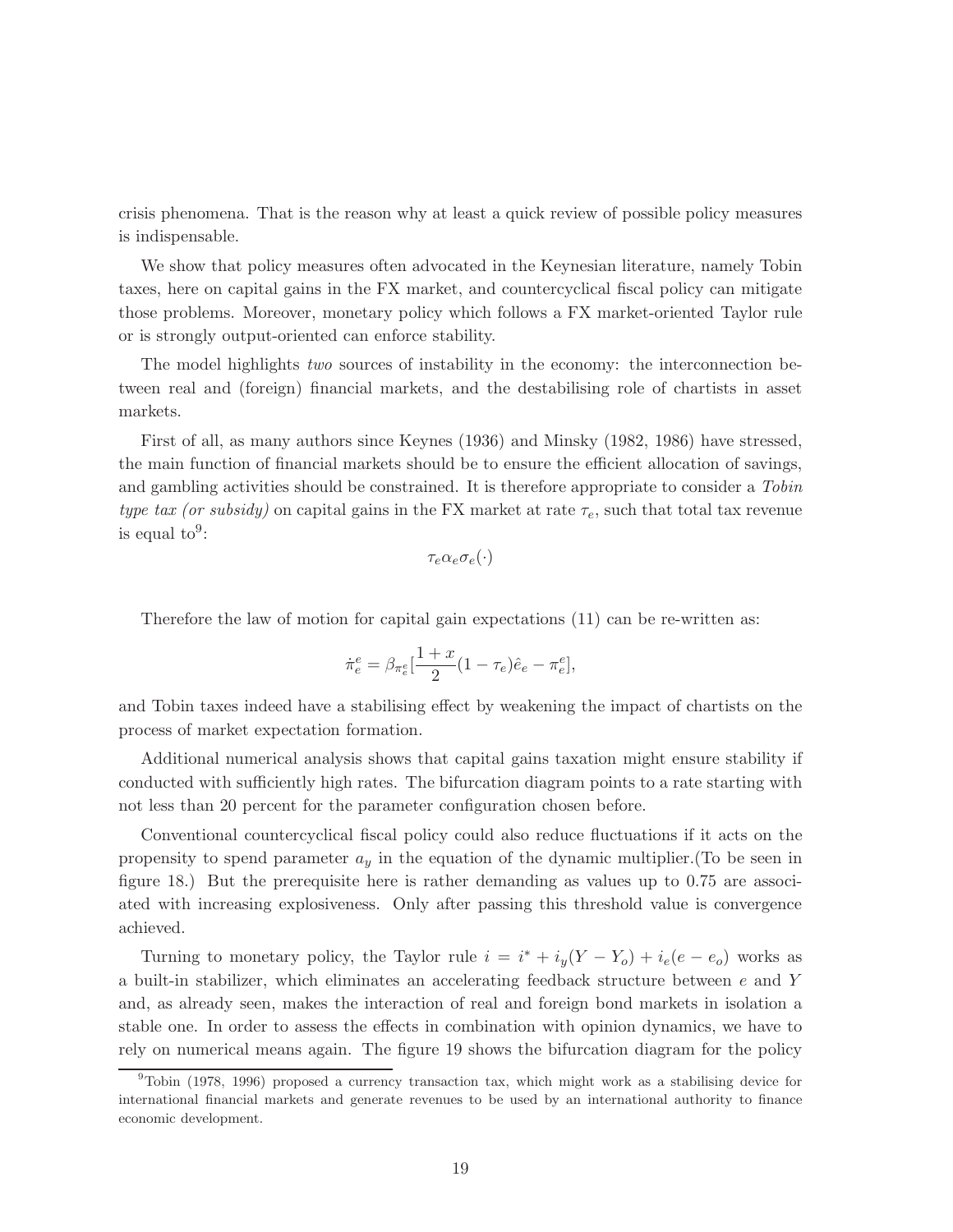crisis phenomena. That is the reason why at least a quick review of possible policy measures is indispensable.

We show that policy measures often advocated in the Keynesian literature, namely Tobin taxes, here on capital gains in the FX market, and countercyclical fiscal policy can mitigate those problems. Moreover, monetary policy which follows a FX market-oriented Taylor rule or is strongly output-oriented can enforce stability.

The model highlights *two* sources of instability in the economy: the interconnection between real and (foreign) financial markets, and the destabilising role of chartists in asset markets.

First of all, as many authors since Keynes (1936) and Minsky (1982, 1986) have stressed, the main function of financial markets should be to ensure the efficient allocation of savings, and gambling activities should be constrained. It is therefore appropriate to consider a *Tobin type tax (or subsidy)* on capital gains in the FX market at rate $\tau_e$, such that total tax revenue is equal to[9]:

$$\tau_e \alpha_e \sigma_e(\cdot)$$

Therefore the law of motion for capital gain expectations (11) can be re-written as:

$$\dot{\pi}^e_e = \beta_{\pi^e_e}[\frac{1+x}{2}(1-\tau_e)\hat{e}_e - \pi^e_e],$$

and Tobin taxes indeed have a stabilising effect by weakening the impact of chartists on the process of market expectation formation.

Additional numerical analysis shows that capital gains taxation might ensure stability if conducted with sufficiently high rates. The bifurcation diagram points to a rate starting with not less than 20 percent for the parameter configuration chosen before.

Conventional countercyclical fiscal policy could also reduce fluctuations if it acts on the propensity to spend parameter $a_y$ in the equation of the dynamic multiplier.(To be seen in figure 18.) But the prerequisite here is rather demanding as values up to 0.75 are associated with increasing explosiveness. Only after passing this threshold value is convergence achieved.

Turning to monetary policy, the Taylor rule $i = i^* + i_y(Y - Y_o) + i_e(e - e_o)$ works as a built-in stabilizer, which eliminates an accelerating feedback structure between $e$ and $Y$ and, as already seen, makes the interaction of real and foreign bond markets in isolation a stable one. In order to assess the effects in combination with opinion dynamics, we have to rely on numerical means again. The figure 19 shows the bifurcation diagram for the policy

[9] Tobin (1978, 1996) proposed a currency transaction tax, which might work as a stabilising device for international financial markets and generate revenues to be used by an international authority to finance economic development.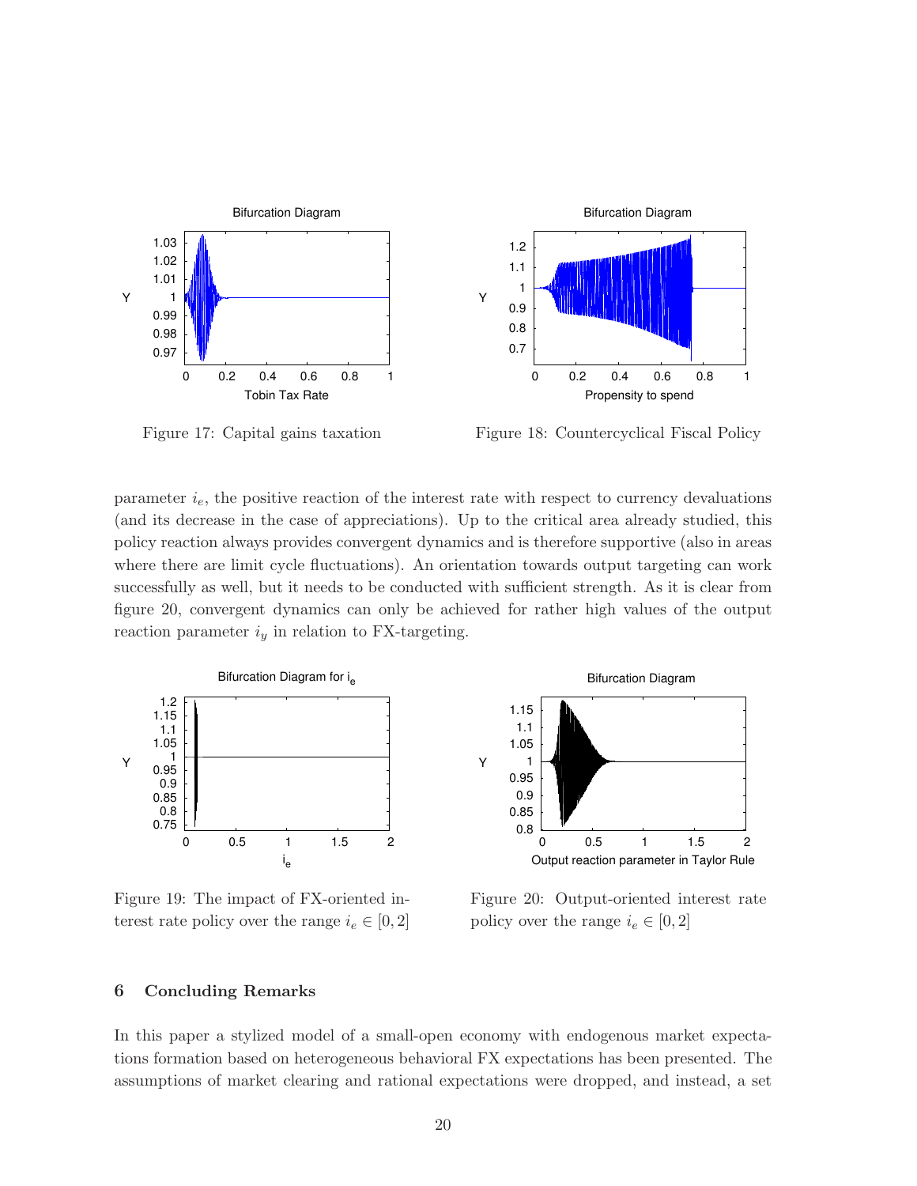Figure 17: Capital gains taxation

Figure 18: Countercyclical Fiscal Policy

parameter $i_e$, the positive reaction of the interest rate with respect to currency devaluations (and its decrease in the case of appreciations). Up to the critical area already studied, this policy reaction always provides convergent dynamics and is therefore supportive (also in areas where there are limit cycle fluctuations). An orientation towards output targeting can work successfully as well, but it needs to be conducted with sufficient strength. As it is clear from figure 20, convergent dynamics can only be achieved for rather high values of the output reaction parameter $i_y$ in relation to FX-targeting.

Figure 19: The impact of FX-oriented interest rate policy over the range $i_e \in [0, 2]$

Figure 20: Output-oriented interest rate policy over the range $i_e \in [0, 2]$

## 6 Concluding Remarks

In this paper a stylized model of a small-open economy with endogenous market expectations formation based on heterogeneous behavioral FX expectations has been presented. The assumptions of market clearing and rational expectations were dropped, and instead, a set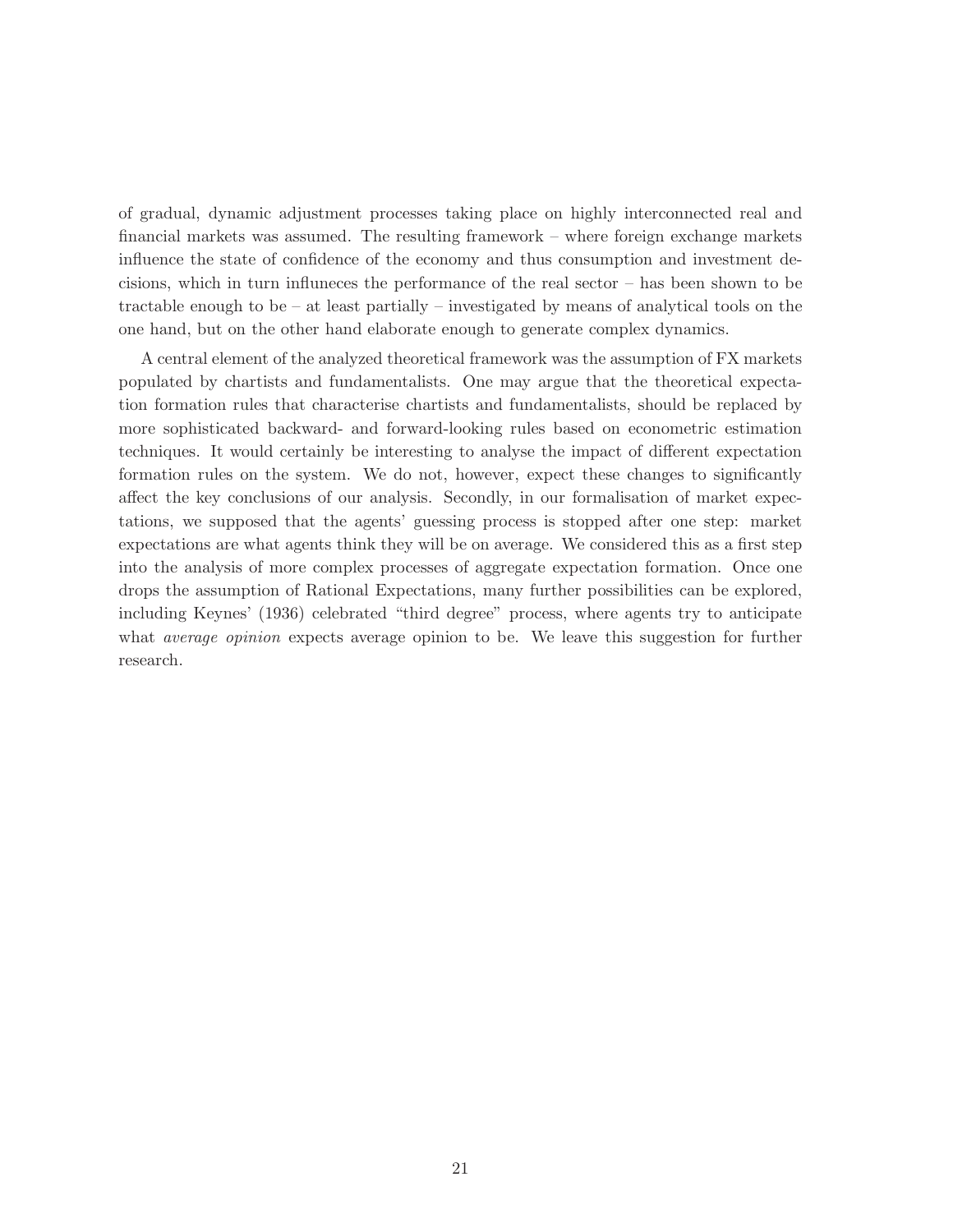of gradual, dynamic adjustment processes taking place on highly interconnected real and financial markets was assumed. The resulting framework – where foreign exchange markets influence the state of confidence of the economy and thus consumption and investment decisions, which in turn influneces the performance of the real sector – has been shown to be tractable enough to be – at least partially – investigated by means of analytical tools on the one hand, but on the other hand elaborate enough to generate complex dynamics.

A central element of the analyzed theoretical framework was the assumption of FX markets populated by chartists and fundamentalists. One may argue that the theoretical expectation formation rules that characterise chartists and fundamentalists, should be replaced by more sophisticated backward- and forward-looking rules based on econometric estimation techniques. It would certainly be interesting to analyse the impact of different expectation formation rules on the system. We do not, however, expect these changes to significantly affect the key conclusions of our analysis. Secondly, in our formalisation of market expectations, we supposed that the agents' guessing process is stopped after one step: market expectations are what agents think they will be on average. We considered this as a first step into the analysis of more complex processes of aggregate expectation formation. Once one drops the assumption of Rational Expectations, many further possibilities can be explored, including Keynes' (1936) celebrated "third degree" process, where agents try to anticipate what *average opinion* expects average opinion to be. We leave this suggestion for further research.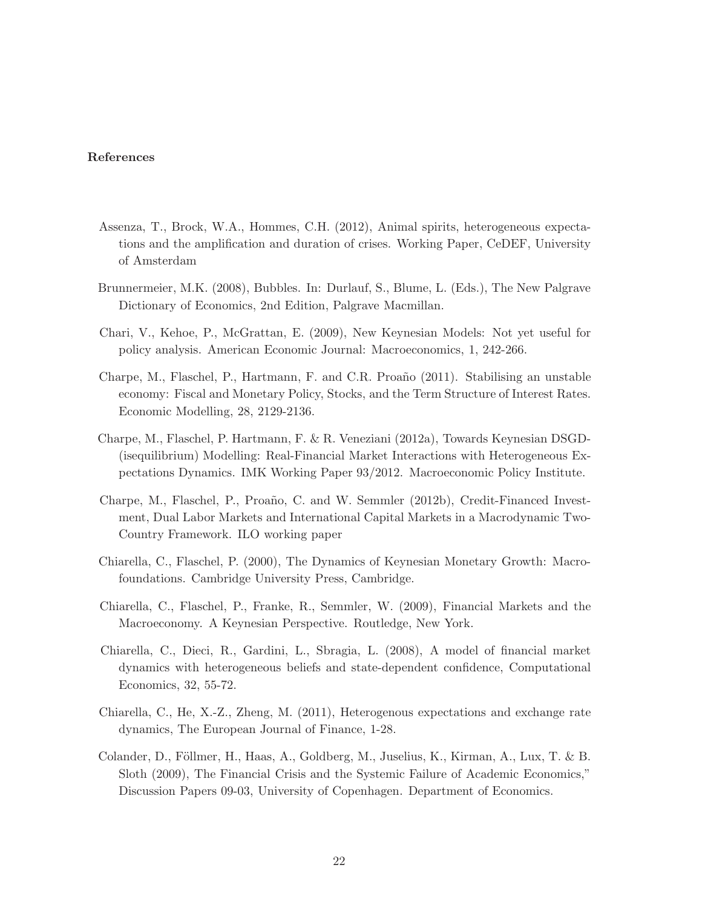### References

Assenza, T., Brock, W.A., Hommes, C.H. (2012), Animal spirits, heterogeneous expectations and the amplification and duration of crises. Working Paper, CeDEF, University of Amsterdam

Brunnermeier, M.K. (2008), Bubbles. In: Durlauf, S., Blume, L. (Eds.), The New Palgrave Dictionary of Economics, 2nd Edition, Palgrave Macmillan.

Chari, V., Kehoe, P., McGrattan, E. (2009), New Keynesian Models: Not yet useful for policy analysis. American Economic Journal: Macroeconomics, 1, 242-266.

Charpe, M., Flaschel, P., Hartmann, F. and C.R. Proaño (2011). Stabilising an unstable economy: Fiscal and Monetary Policy, Stocks, and the Term Structure of Interest Rates. Economic Modelling, 28, 2129-2136.

Charpe, M., Flaschel, P. Hartmann, F. & R. Veneziani (2012a), Towards Keynesian DSGD-(isequilibrium) Modelling: Real-Financial Market Interactions with Heterogeneous Expectations Dynamics. IMK Working Paper 93/2012. Macroeconomic Policy Institute.

Charpe, M., Flaschel, P., Proaño, C. and W. Semmler (2012b), Credit-Financed Investment, Dual Labor Markets and International Capital Markets in a Macrodynamic Two-Country Framework. ILO working paper

Chiarella, C., Flaschel, P. (2000), The Dynamics of Keynesian Monetary Growth: Macrofoundations. Cambridge University Press, Cambridge.

Chiarella, C., Flaschel, P., Franke, R., Semmler, W. (2009), Financial Markets and the Macroeconomy. A Keynesian Perspective. Routledge, New York.

Chiarella, C., Dieci, R., Gardini, L., Sbragia, L. (2008), A model of financial market dynamics with heterogeneous beliefs and state-dependent confidence, Computational Economics, 32, 55-72.

Chiarella, C., He, X.-Z., Zheng, M. (2011), Heterogenous expectations and exchange rate dynamics, The European Journal of Finance, 1-28.

Colander, D., Föllmer, H., Haas, A., Goldberg, M., Juselius, K., Kirman, A., Lux, T. & B. Sloth (2009), The Financial Crisis and the Systemic Failure of Academic Economics," Discussion Papers 09-03, University of Copenhagen. Department of Economics.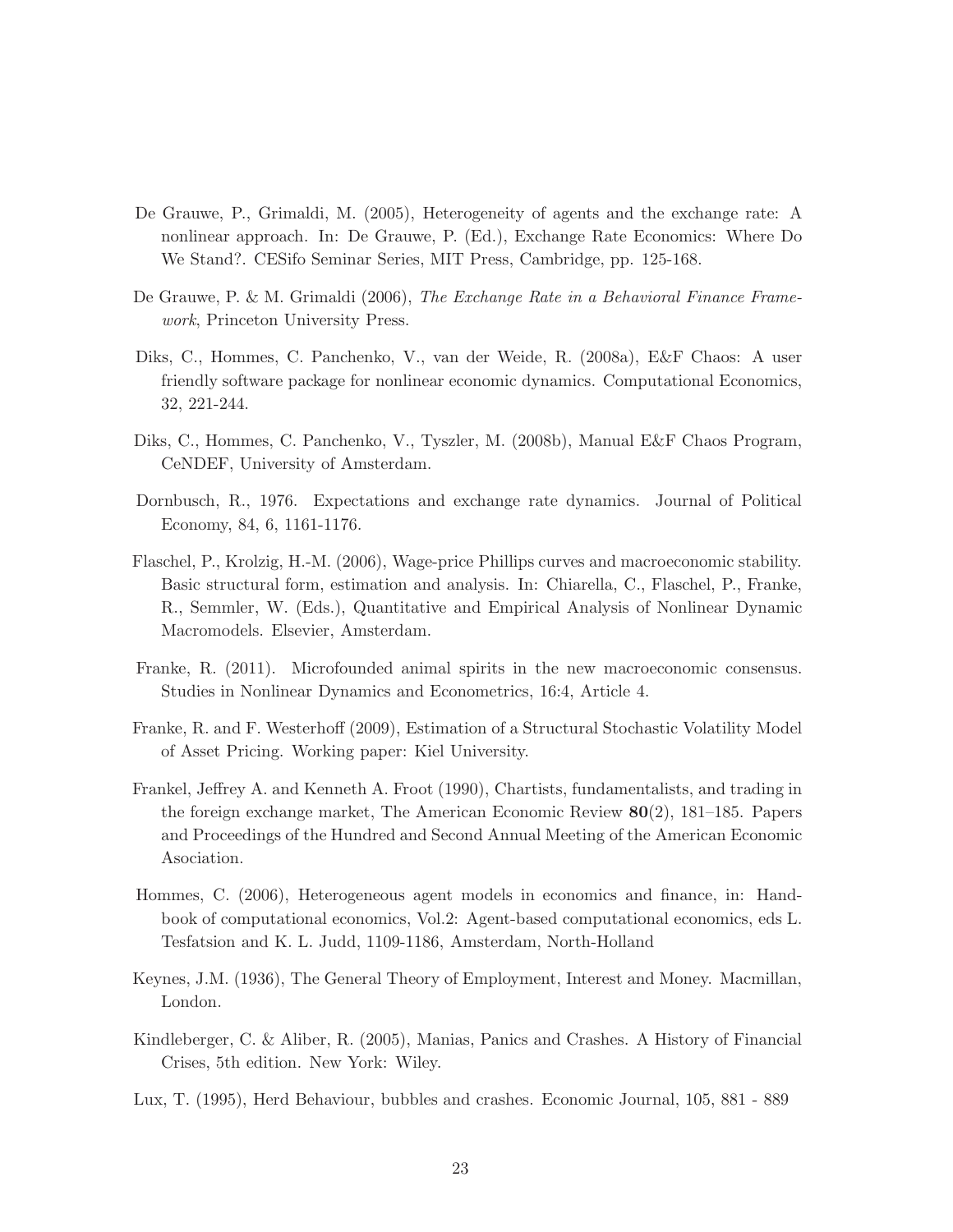De Grauwe, P., Grimaldi, M. (2005), Heterogeneity of agents and the exchange rate: A nonlinear approach. In: De Grauwe, P. (Ed.), Exchange Rate Economics: Where Do We Stand?. CESifo Seminar Series, MIT Press, Cambridge, pp. 125-168.

De Grauwe, P. & M. Grimaldi (2006), *The Exchange Rate in a Behavioral Finance Framework*, Princeton University Press.

Diks, C., Hommes, C. Panchenko, V., van der Weide, R. (2008a), E&F Chaos: A user friendly software package for nonlinear economic dynamics. Computational Economics, 32, 221-244.

Diks, C., Hommes, C. Panchenko, V., Tyszler, M. (2008b), Manual E&F Chaos Program, CeNDEF, University of Amsterdam.

Dornbusch, R., 1976. Expectations and exchange rate dynamics. Journal of Political Economy, 84, 6, 1161-1176.

Flaschel, P., Krolzig, H.-M. (2006), Wage-price Phillips curves and macroeconomic stability. Basic structural form, estimation and analysis. In: Chiarella, C., Flaschel, P., Franke, R., Semmler, W. (Eds.), Quantitative and Empirical Analysis of Nonlinear Dynamic Macromodels. Elsevier, Amsterdam.

Franke, R. (2011). Microfounded animal spirits in the new macroeconomic consensus. Studies in Nonlinear Dynamics and Econometrics, 16:4, Article 4.

Franke, R. and F. Westerhoff (2009), Estimation of a Structural Stochastic Volatility Model of Asset Pricing. Working paper: Kiel University.

Frankel, Jeffrey A. and Kenneth A. Froot (1990), Chartists, fundamentalists, and trading in the foreign exchange market, The American Economic Review **80**(2), 181–185. Papers and Proceedings of the Hundred and Second Annual Meeting of the American Economic Asociation.

Hommes, C. (2006), Heterogeneous agent models in economics and finance, in: Handbook of computational economics, Vol.2: Agent-based computational economics, eds L. Tesfatsion and K. L. Judd, 1109-1186, Amsterdam, North-Holland

Keynes, J.M. (1936), The General Theory of Employment, Interest and Money. Macmillan, London.

Kindleberger, C. & Aliber, R. (2005), Manias, Panics and Crashes. A History of Financial Crises, 5th edition. New York: Wiley.

Lux, T. (1995), Herd Behaviour, bubbles and crashes. Economic Journal, 105, 881 - 889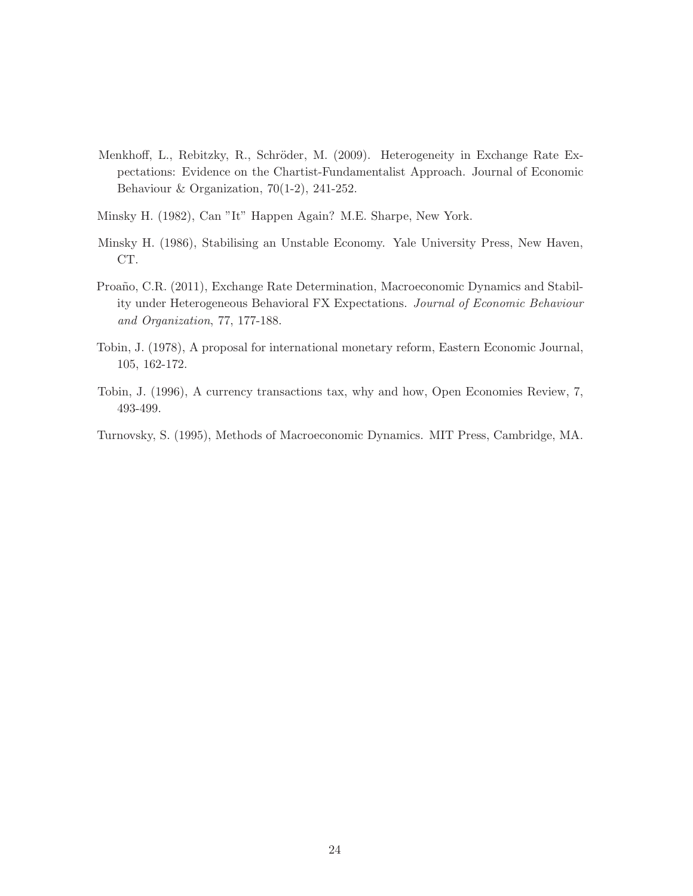Menkhoff, L., Rebitzky, R., Schröder, M. (2009). Heterogeneity in Exchange Rate Expectations: Evidence on the Chartist-Fundamentalist Approach. Journal of Economic Behaviour & Organization, 70(1-2), 241-252.

Minsky H. (1982), Can "It" Happen Again? M.E. Sharpe, New York.

Minsky H. (1986), Stabilising an Unstable Economy. Yale University Press, New Haven, CT.

Proaño, C.R. (2011), Exchange Rate Determination, Macroeconomic Dynamics and Stability under Heterogeneous Behavioral FX Expectations. *Journal of Economic Behaviour and Organization*, 77, 177-188.

Tobin, J. (1978), A proposal for international monetary reform, Eastern Economic Journal, 105, 162-172.

Tobin, J. (1996), A currency transactions tax, why and how, Open Economies Review, 7, 493-499.

Turnovsky, S. (1995), Methods of Macroeconomic Dynamics. MIT Press, Cambridge, MA.